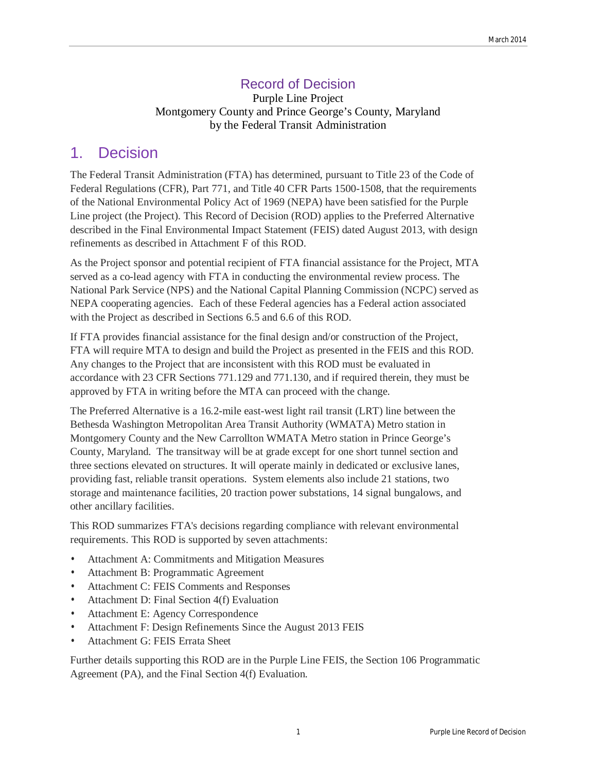# Record of Decision

Purple Line Project
Montgomery County and Prince George's County, Maryland
by the Federal Transit Administration

## 1. Decision

The Federal Transit Administration (FTA) has determined, pursuant to Title 23 of the Code of Federal Regulations (CFR), Part 771, and Title 40 CFR Parts 1500-1508, that the requirements of the National Environmental Policy Act of 1969 (NEPA) have been satisfied for the Purple Line project (the Project). This Record of Decision (ROD) applies to the Preferred Alternative described in the Final Environmental Impact Statement (FEIS) dated August 2013, with design refinements as described in Attachment F of this ROD.

As the Project sponsor and potential recipient of FTA financial assistance for the Project, MTA served as a co-lead agency with FTA in conducting the environmental review process. The National Park Service (NPS) and the National Capital Planning Commission (NCPC) served as NEPA cooperating agencies. Each of these Federal agencies has a Federal action associated with the Project as described in Sections 6.5 and 6.6 of this ROD.

If FTA provides financial assistance for the final design and/or construction of the Project, FTA will require MTA to design and build the Project as presented in the FEIS and this ROD. Any changes to the Project that are inconsistent with this ROD must be evaluated in accordance with 23 CFR Sections 771.129 and 771.130, and if required therein, they must be approved by FTA in writing before the MTA can proceed with the change.

The Preferred Alternative is a 16.2-mile east-west light rail transit (LRT) line between the Bethesda Washington Metropolitan Area Transit Authority (WMATA) Metro station in Montgomery County and the New Carrollton WMATA Metro station in Prince George's County, Maryland. The transitway will be at grade except for one short tunnel section and three sections elevated on structures. It will operate mainly in dedicated or exclusive lanes, providing fast, reliable transit operations. System elements also include 21 stations, two storage and maintenance facilities, 20 traction power substations, 14 signal bungalows, and other ancillary facilities.

This ROD summarizes FTA's decisions regarding compliance with relevant environmental requirements. This ROD is supported by seven attachments:

- Attachment A: Commitments and Mitigation Measures
- Attachment B: Programmatic Agreement
- Attachment C: FEIS Comments and Responses
- Attachment D: Final Section 4(f) Evaluation
- Attachment E: Agency Correspondence
- Attachment F: Design Refinements Since the August 2013 FEIS
- Attachment G: FEIS Errata Sheet

Further details supporting this ROD are in the Purple Line FEIS, the Section 106 Programmatic Agreement (PA), and the Final Section 4(f) Evaluation.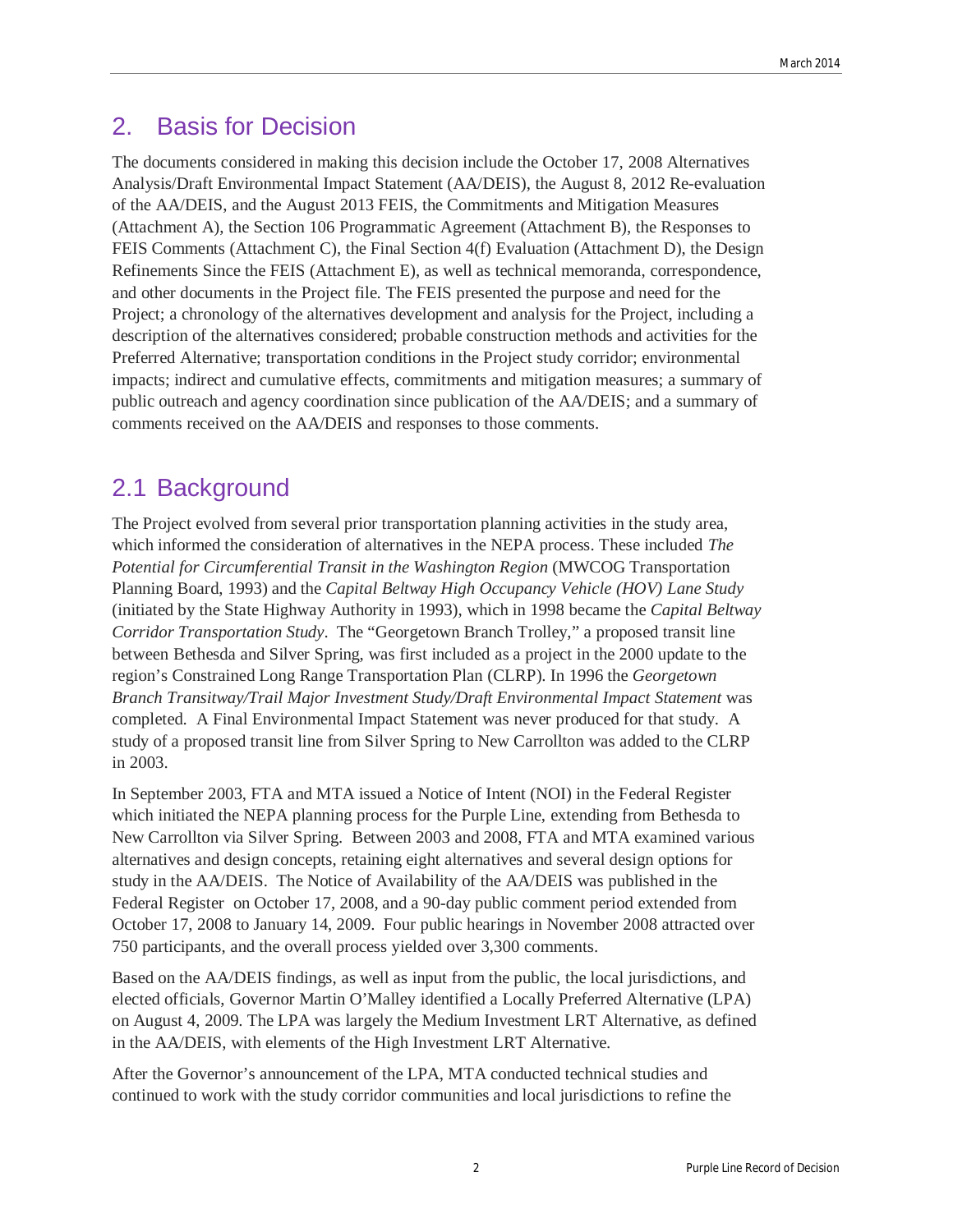## 2. Basis for Decision

The documents considered in making this decision include the October 17, 2008 Alternatives Analysis/Draft Environmental Impact Statement (AA/DEIS), the August 8, 2012 Re-evaluation of the AA/DEIS, and the August 2013 FEIS, the Commitments and Mitigation Measures (Attachment A), the Section 106 Programmatic Agreement (Attachment B), the Responses to FEIS Comments (Attachment C), the Final Section 4(f) Evaluation (Attachment D), the Design Refinements Since the FEIS (Attachment E), as well as technical memoranda, correspondence, and other documents in the Project file. The FEIS presented the purpose and need for the Project; a chronology of the alternatives development and analysis for the Project, including a description of the alternatives considered; probable construction methods and activities for the Preferred Alternative; transportation conditions in the Project study corridor; environmental impacts; indirect and cumulative effects, commitments and mitigation measures; a summary of public outreach and agency coordination since publication of the AA/DEIS; and a summary of comments received on the AA/DEIS and responses to those comments.

## 2.1 Background

The Project evolved from several prior transportation planning activities in the study area, which informed the consideration of alternatives in the NEPA process. These included *The Potential for Circumferential Transit in the Washington Region* (MWCOG Transportation Planning Board, 1993) and the *Capital Beltway High Occupancy Vehicle (HOV) Lane Study* (initiated by the State Highway Authority in 1993), which in 1998 became the *Capital Beltway Corridor Transportation Study*. The "Georgetown Branch Trolley," a proposed transit line between Bethesda and Silver Spring, was first included as a project in the 2000 update to the region's Constrained Long Range Transportation Plan (CLRP). In 1996 the *Georgetown Branch Transitway/Trail Major Investment Study/Draft Environmental Impact Statement* was completed. A Final Environmental Impact Statement was never produced for that study. A study of a proposed transit line from Silver Spring to New Carrollton was added to the CLRP in 2003.

In September 2003, FTA and MTA issued a Notice of Intent (NOI) in the Federal Register which initiated the NEPA planning process for the Purple Line, extending from Bethesda to New Carrollton via Silver Spring. Between 2003 and 2008, FTA and MTA examined various alternatives and design concepts, retaining eight alternatives and several design options for study in the AA/DEIS. The Notice of Availability of the AA/DEIS was published in the Federal Register on October 17, 2008, and a 90-day public comment period extended from October 17, 2008 to January 14, 2009. Four public hearings in November 2008 attracted over 750 participants, and the overall process yielded over 3,300 comments.

Based on the AA/DEIS findings, as well as input from the public, the local jurisdictions, and elected officials, Governor Martin O'Malley identified a Locally Preferred Alternative (LPA) on August 4, 2009. The LPA was largely the Medium Investment LRT Alternative, as defined in the AA/DEIS, with elements of the High Investment LRT Alternative.

After the Governor's announcement of the LPA, MTA conducted technical studies and continued to work with the study corridor communities and local jurisdictions to refine the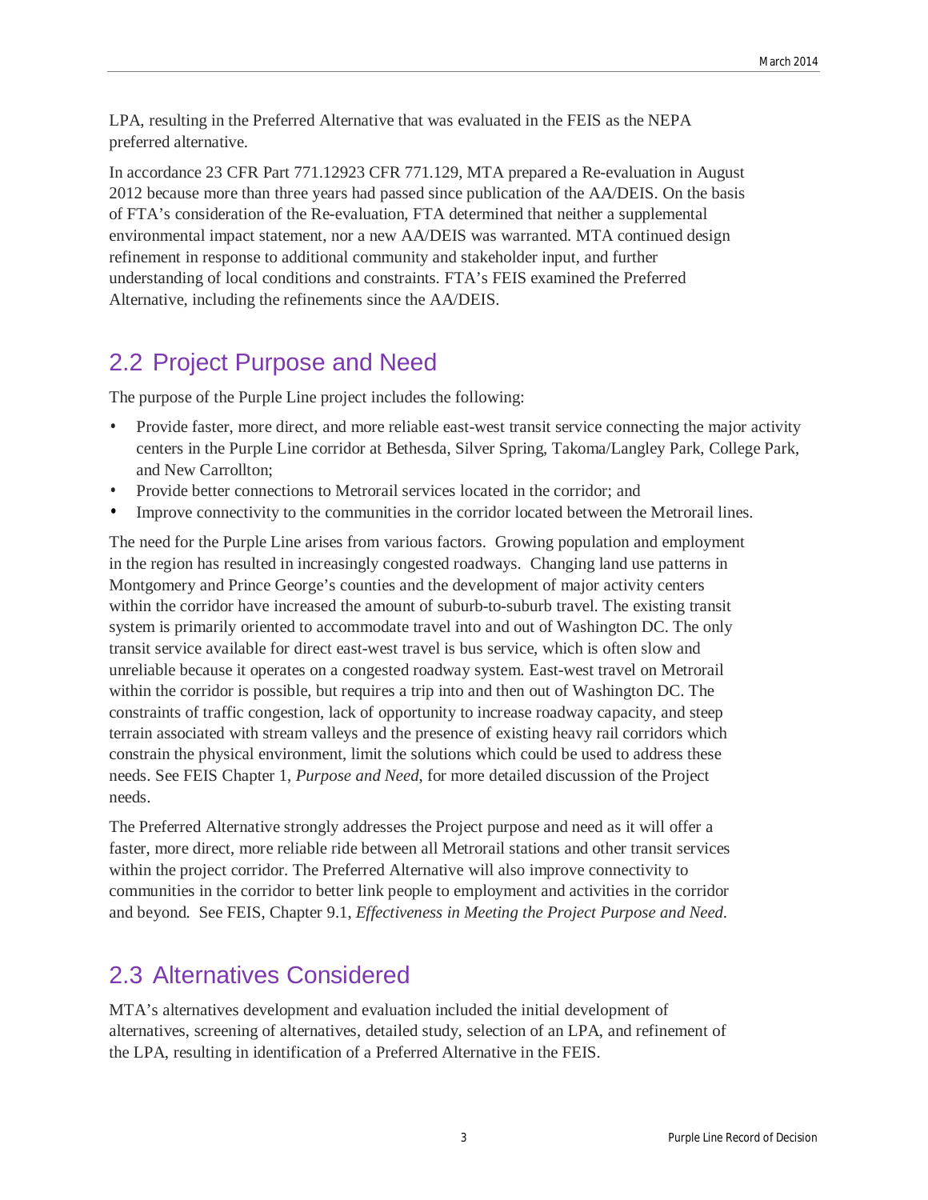LPA, resulting in the Preferred Alternative that was evaluated in the FEIS as the NEPA preferred alternative.

In accordance 23 CFR Part 771.12923 CFR 771.129, MTA prepared a Re-evaluation in August 2012 because more than three years had passed since publication of the AA/DEIS. On the basis of FTA's consideration of the Re-evaluation, FTA determined that neither a supplemental environmental impact statement, nor a new AA/DEIS was warranted. MTA continued design refinement in response to additional community and stakeholder input, and further understanding of local conditions and constraints. FTA's FEIS examined the Preferred Alternative, including the refinements since the AA/DEIS.

## 2.2 Project Purpose and Need

The purpose of the Purple Line project includes the following:

- Provide faster, more direct, and more reliable east-west transit service connecting the major activity centers in the Purple Line corridor at Bethesda, Silver Spring, Takoma/Langley Park, College Park, and New Carrollton;
- Provide better connections to Metrorail services located in the corridor; and
- Improve connectivity to the communities in the corridor located between the Metrorail lines.

The need for the Purple Line arises from various factors. Growing population and employment in the region has resulted in increasingly congested roadways. Changing land use patterns in Montgomery and Prince George's counties and the development of major activity centers within the corridor have increased the amount of suburb-to-suburb travel. The existing transit system is primarily oriented to accommodate travel into and out of Washington DC. The only transit service available for direct east-west travel is bus service, which is often slow and unreliable because it operates on a congested roadway system. East-west travel on Metrorail within the corridor is possible, but requires a trip into and then out of Washington DC. The constraints of traffic congestion, lack of opportunity to increase roadway capacity, and steep terrain associated with stream valleys and the presence of existing heavy rail corridors which constrain the physical environment, limit the solutions which could be used to address these needs. See FEIS Chapter 1, *Purpose and Need*, for more detailed discussion of the Project needs.

The Preferred Alternative strongly addresses the Project purpose and need as it will offer a faster, more direct, more reliable ride between all Metrorail stations and other transit services within the project corridor. The Preferred Alternative will also improve connectivity to communities in the corridor to better link people to employment and activities in the corridor and beyond. See FEIS, Chapter 9.1, *Effectiveness in Meeting the Project Purpose and Need*.

## 2.3 Alternatives Considered

MTA's alternatives development and evaluation included the initial development of alternatives, screening of alternatives, detailed study, selection of an LPA, and refinement of the LPA, resulting in identification of a Preferred Alternative in the FEIS.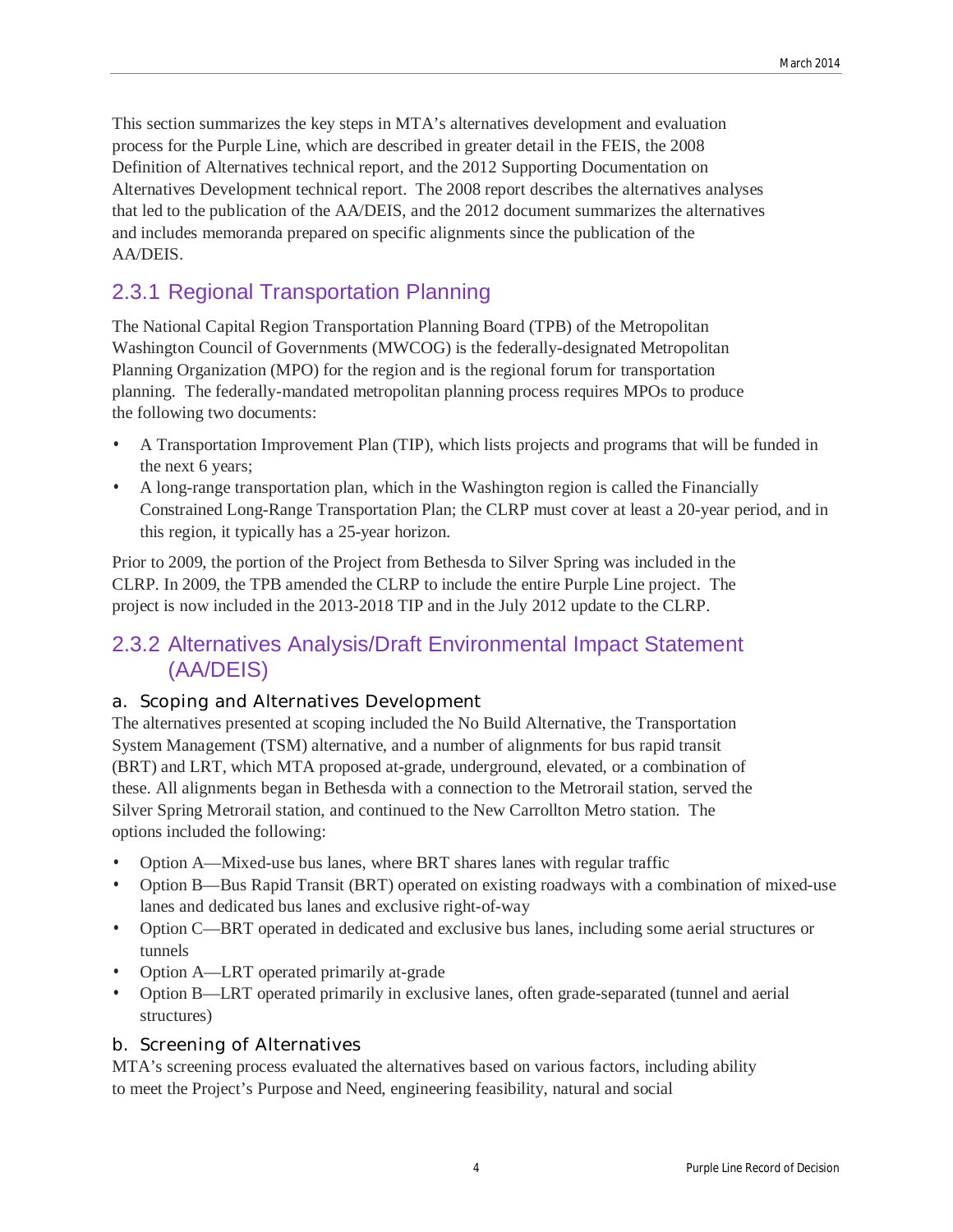This section summarizes the key steps in MTA's alternatives development and evaluation process for the Purple Line, which are described in greater detail in the FEIS, the 2008 Definition of Alternatives technical report, and the 2012 Supporting Documentation on Alternatives Development technical report. The 2008 report describes the alternatives analyses that led to the publication of the AA/DEIS, and the 2012 document summarizes the alternatives and includes memoranda prepared on specific alignments since the publication of the AA/DEIS.

## 2.3.1 Regional Transportation Planning

The National Capital Region Transportation Planning Board (TPB) of the Metropolitan Washington Council of Governments (MWCOG) is the federally-designated Metropolitan Planning Organization (MPO) for the region and is the regional forum for transportation planning. The federally-mandated metropolitan planning process requires MPOs to produce the following two documents:

- A Transportation Improvement Plan (TIP), which lists projects and programs that will be funded in the next 6 years;
- A long-range transportation plan, which in the Washington region is called the Financially Constrained Long-Range Transportation Plan; the CLRP must cover at least a 20-year period, and in this region, it typically has a 25-year horizon.

Prior to 2009, the portion of the Project from Bethesda to Silver Spring was included in the CLRP. In 2009, the TPB amended the CLRP to include the entire Purple Line project. The project is now included in the 2013-2018 TIP and in the July 2012 update to the CLRP.

## 2.3.2 Alternatives Analysis/Draft Environmental Impact Statement (AA/DEIS)

### a. Scoping and Alternatives Development

The alternatives presented at scoping included the No Build Alternative, the Transportation System Management (TSM) alternative, and a number of alignments for bus rapid transit (BRT) and LRT, which MTA proposed at-grade, underground, elevated, or a combination of these. All alignments began in Bethesda with a connection to the Metrorail station, served the Silver Spring Metrorail station, and continued to the New Carrollton Metro station. The options included the following:

- Option A—Mixed-use bus lanes, where BRT shares lanes with regular traffic
- Option B—Bus Rapid Transit (BRT) operated on existing roadways with a combination of mixed-use lanes and dedicated bus lanes and exclusive right-of-way
- Option C—BRT operated in dedicated and exclusive bus lanes, including some aerial structures or tunnels
- Option A—LRT operated primarily at-grade
- Option B—LRT operated primarily in exclusive lanes, often grade-separated (tunnel and aerial structures)

### b. Screening of Alternatives

MTA's screening process evaluated the alternatives based on various factors, including ability to meet the Project's Purpose and Need, engineering feasibility, natural and social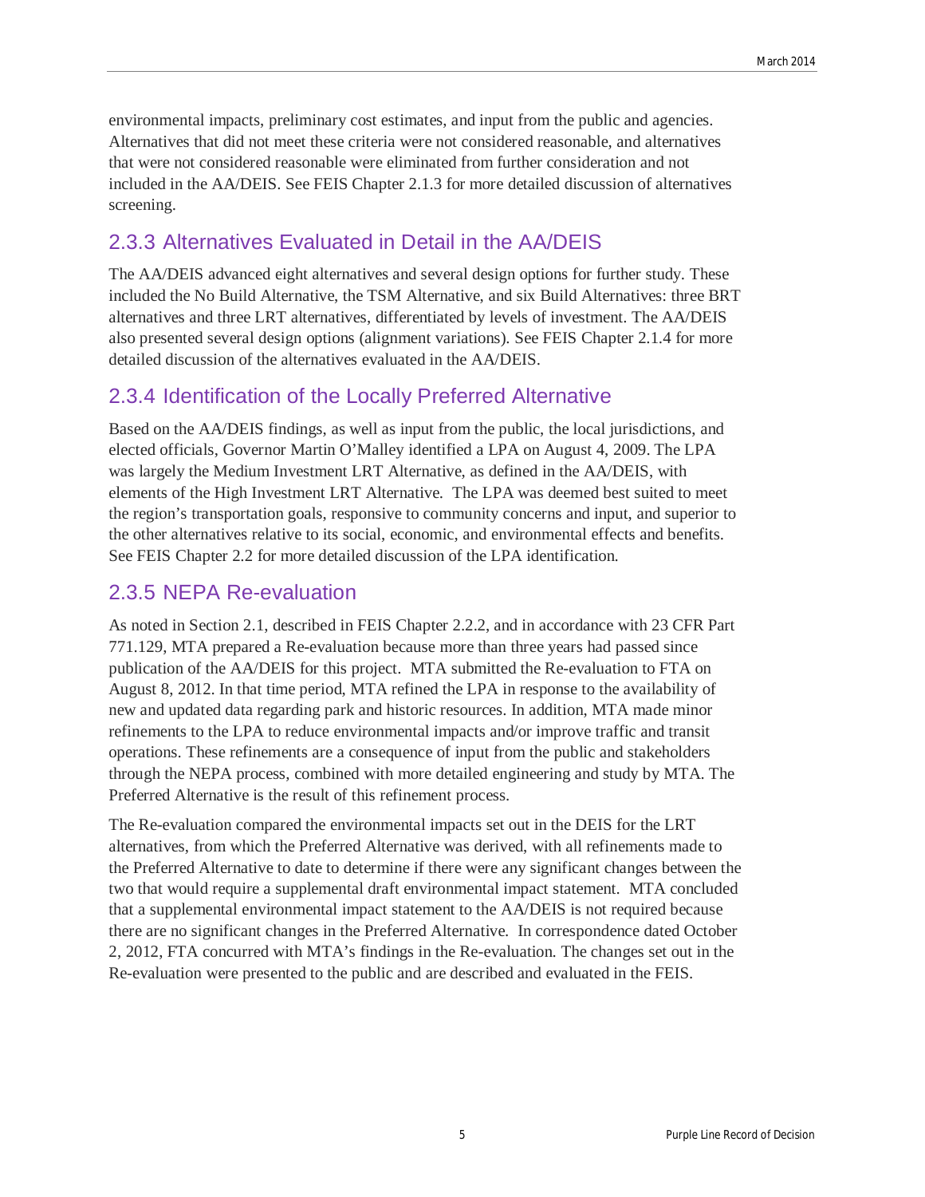environmental impacts, preliminary cost estimates, and input from the public and agencies. Alternatives that did not meet these criteria were not considered reasonable, and alternatives that were not considered reasonable were eliminated from further consideration and not included in the AA/DEIS. See FEIS Chapter 2.1.3 for more detailed discussion of alternatives screening.

## 2.3.3 Alternatives Evaluated in Detail in the AA/DEIS

The AA/DEIS advanced eight alternatives and several design options for further study. These included the No Build Alternative, the TSM Alternative, and six Build Alternatives: three BRT alternatives and three LRT alternatives, differentiated by levels of investment. The AA/DEIS also presented several design options (alignment variations). See FEIS Chapter 2.1.4 for more detailed discussion of the alternatives evaluated in the AA/DEIS.

## 2.3.4 Identification of the Locally Preferred Alternative

Based on the AA/DEIS findings, as well as input from the public, the local jurisdictions, and elected officials, Governor Martin O'Malley identified a LPA on August 4, 2009. The LPA was largely the Medium Investment LRT Alternative, as defined in the AA/DEIS, with elements of the High Investment LRT Alternative. The LPA was deemed best suited to meet the region's transportation goals, responsive to community concerns and input, and superior to the other alternatives relative to its social, economic, and environmental effects and benefits. See FEIS Chapter 2.2 for more detailed discussion of the LPA identification.

## 2.3.5 NEPA Re-evaluation

As noted in Section 2.1, described in FEIS Chapter 2.2.2, and in accordance with 23 CFR Part 771.129, MTA prepared a Re-evaluation because more than three years had passed since publication of the AA/DEIS for this project. MTA submitted the Re-evaluation to FTA on August 8, 2012. In that time period, MTA refined the LPA in response to the availability of new and updated data regarding park and historic resources. In addition, MTA made minor refinements to the LPA to reduce environmental impacts and/or improve traffic and transit operations. These refinements are a consequence of input from the public and stakeholders through the NEPA process, combined with more detailed engineering and study by MTA. The Preferred Alternative is the result of this refinement process.

The Re-evaluation compared the environmental impacts set out in the DEIS for the LRT alternatives, from which the Preferred Alternative was derived, with all refinements made to the Preferred Alternative to date to determine if there were any significant changes between the two that would require a supplemental draft environmental impact statement. MTA concluded that a supplemental environmental impact statement to the AA/DEIS is not required because there are no significant changes in the Preferred Alternative. In correspondence dated October 2, 2012, FTA concurred with MTA's findings in the Re-evaluation. The changes set out in the Re-evaluation were presented to the public and are described and evaluated in the FEIS.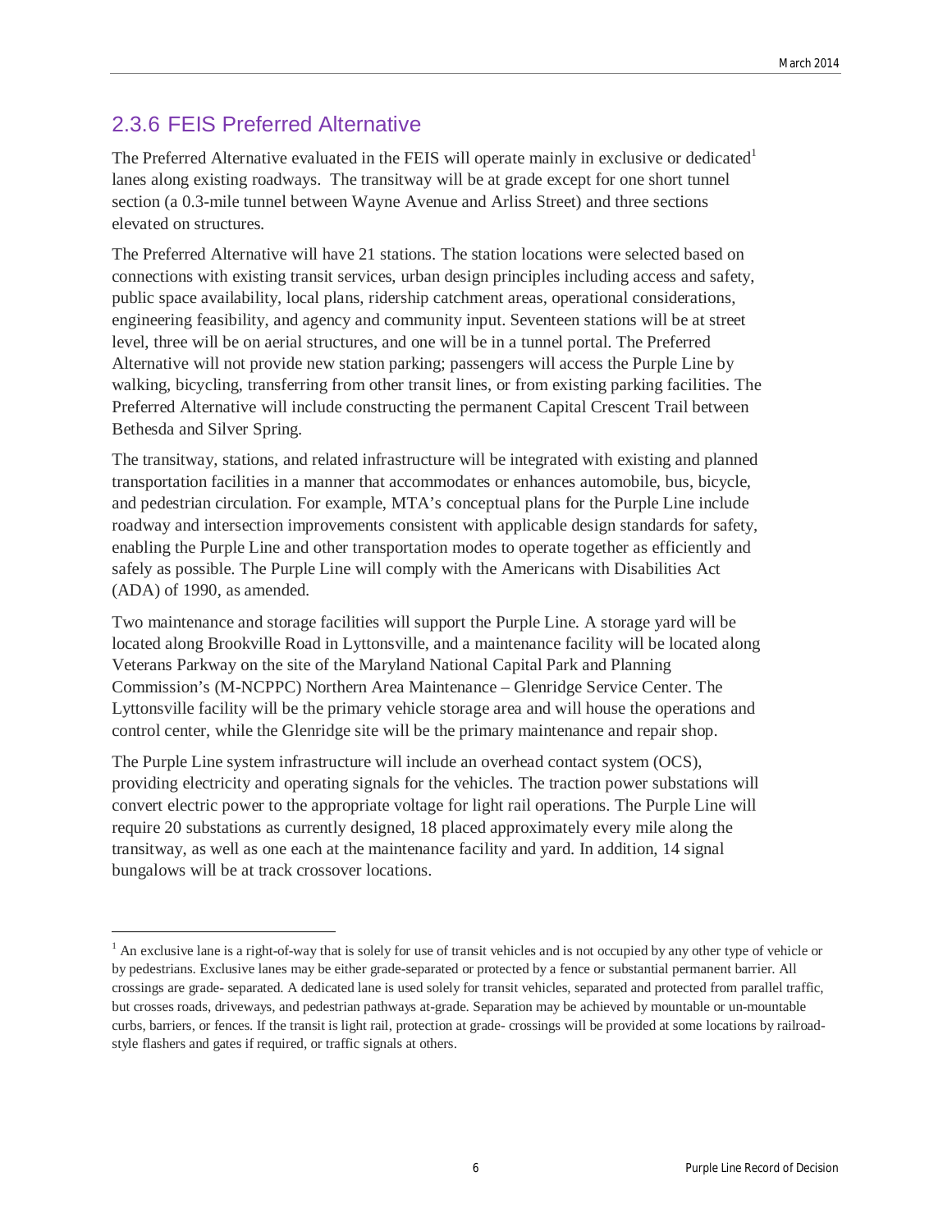## 2.3.6 FEIS Preferred Alternative

The Preferred Alternative evaluated in the FEIS will operate mainly in exclusive or dedicated[1] lanes along existing roadways. The transitway will be at grade except for one short tunnel section (a 0.3-mile tunnel between Wayne Avenue and Arliss Street) and three sections elevated on structures.

The Preferred Alternative will have 21 stations. The station locations were selected based on connections with existing transit services, urban design principles including access and safety, public space availability, local plans, ridership catchment areas, operational considerations, engineering feasibility, and agency and community input. Seventeen stations will be at street level, three will be on aerial structures, and one will be in a tunnel portal. The Preferred Alternative will not provide new station parking; passengers will access the Purple Line by walking, bicycling, transferring from other transit lines, or from existing parking facilities. The Preferred Alternative will include constructing the permanent Capital Crescent Trail between Bethesda and Silver Spring.

The transitway, stations, and related infrastructure will be integrated with existing and planned transportation facilities in a manner that accommodates or enhances automobile, bus, bicycle, and pedestrian circulation. For example, MTA's conceptual plans for the Purple Line include roadway and intersection improvements consistent with applicable design standards for safety, enabling the Purple Line and other transportation modes to operate together as efficiently and safely as possible. The Purple Line will comply with the Americans with Disabilities Act (ADA) of 1990, as amended.

Two maintenance and storage facilities will support the Purple Line. A storage yard will be located along Brookville Road in Lyttonsville, and a maintenance facility will be located along Veterans Parkway on the site of the Maryland National Capital Park and Planning Commission's (M-NCPPC) Northern Area Maintenance – Glenridge Service Center. The Lyttonsville facility will be the primary vehicle storage area and will house the operations and control center, while the Glenridge site will be the primary maintenance and repair shop.

The Purple Line system infrastructure will include an overhead contact system (OCS), providing electricity and operating signals for the vehicles. The traction power substations will convert electric power to the appropriate voltage for light rail operations. The Purple Line will require 20 substations as currently designed, 18 placed approximately every mile along the transitway, as well as one each at the maintenance facility and yard. In addition, 14 signal bungalows will be at track crossover locations.

---

[1] An exclusive lane is a right-of-way that is solely for use of transit vehicles and is not occupied by any other type of vehicle or by pedestrians. Exclusive lanes may be either grade-separated or protected by a fence or substantial permanent barrier. All crossings are grade- separated. A dedicated lane is used solely for transit vehicles, separated and protected from parallel traffic, but crosses roads, driveways, and pedestrian pathways at-grade. Separation may be achieved by mountable or un-mountable curbs, barriers, or fences. If the transit is light rail, protection at grade- crossings will be provided at some locations by railroad-style flashers and gates if required, or traffic signals at others.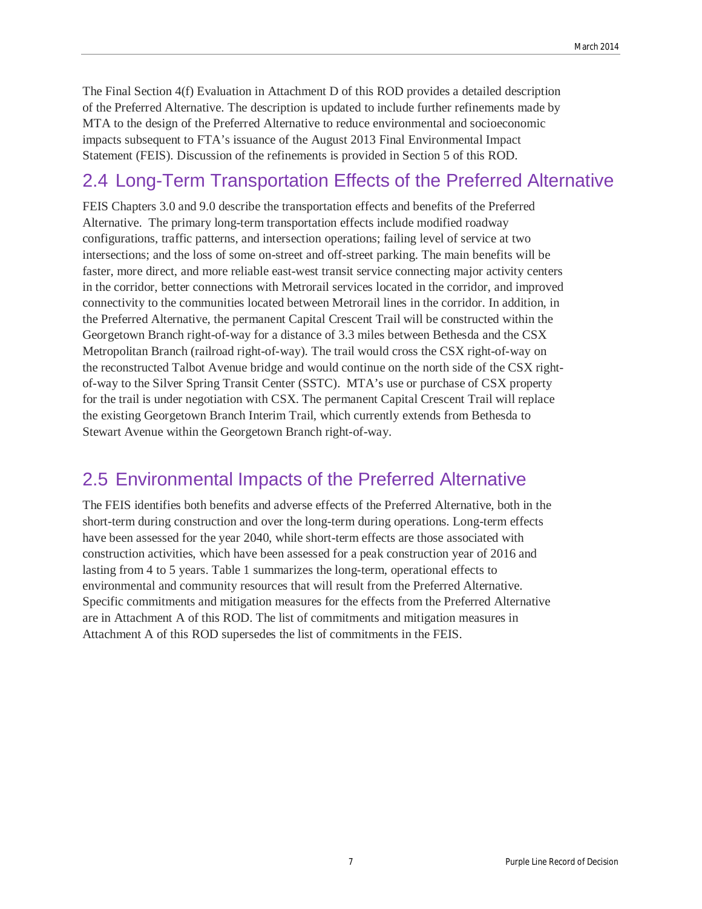The Final Section 4(f) Evaluation in Attachment D of this ROD provides a detailed description of the Preferred Alternative. The description is updated to include further refinements made by MTA to the design of the Preferred Alternative to reduce environmental and socioeconomic impacts subsequent to FTA's issuance of the August 2013 Final Environmental Impact Statement (FEIS). Discussion of the refinements is provided in Section 5 of this ROD.

## 2.4 Long-Term Transportation Effects of the Preferred Alternative

FEIS Chapters 3.0 and 9.0 describe the transportation effects and benefits of the Preferred Alternative. The primary long-term transportation effects include modified roadway configurations, traffic patterns, and intersection operations; failing level of service at two intersections; and the loss of some on-street and off-street parking. The main benefits will be faster, more direct, and more reliable east-west transit service connecting major activity centers in the corridor, better connections with Metrorail services located in the corridor, and improved connectivity to the communities located between Metrorail lines in the corridor. In addition, in the Preferred Alternative, the permanent Capital Crescent Trail will be constructed within the Georgetown Branch right-of-way for a distance of 3.3 miles between Bethesda and the CSX Metropolitan Branch (railroad right-of-way). The trail would cross the CSX right-of-way on the reconstructed Talbot Avenue bridge and would continue on the north side of the CSX right-of-way to the Silver Spring Transit Center (SSTC). MTA's use or purchase of CSX property for the trail is under negotiation with CSX. The permanent Capital Crescent Trail will replace the existing Georgetown Branch Interim Trail, which currently extends from Bethesda to Stewart Avenue within the Georgetown Branch right-of-way.

## 2.5 Environmental Impacts of the Preferred Alternative

The FEIS identifies both benefits and adverse effects of the Preferred Alternative, both in the short-term during construction and over the long-term during operations. Long-term effects have been assessed for the year 2040, while short-term effects are those associated with construction activities, which have been assessed for a peak construction year of 2016 and lasting from 4 to 5 years. Table 1 summarizes the long-term, operational effects to environmental and community resources that will result from the Preferred Alternative. Specific commitments and mitigation measures for the effects from the Preferred Alternative are in Attachment A of this ROD. The list of commitments and mitigation measures in Attachment A of this ROD supersedes the list of commitments in the FEIS.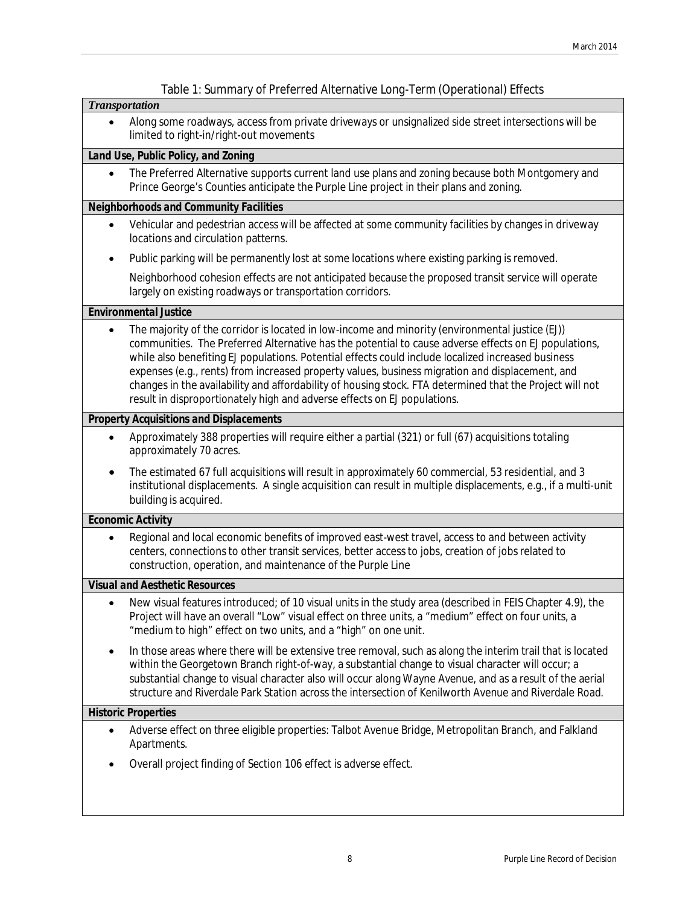Table 1: Summary of Preferred Alternative Long-Term (Operational) Effects

***Transportation***

- Along some roadways, access from private driveways or unsignalized side street intersections will be limited to right-in/right-out movements

***Land Use, Public Policy, and Zoning***

- The Preferred Alternative supports current land use plans and zoning because both Montgomery and Prince George's Counties anticipate the Purple Line project in their plans and zoning.

***Neighborhoods and Community Facilities***

- Vehicular and pedestrian access will be affected at some community facilities by changes in driveway locations and circulation patterns.
- Public parking will be permanently lost at some locations where existing parking is removed.

  Neighborhood cohesion effects are not anticipated because the proposed transit service will operate largely on existing roadways or transportation corridors.

***Environmental Justice***

- The majority of the corridor is located in low-income and minority (environmental justice (EJ)) communities. The Preferred Alternative has the potential to cause adverse effects on EJ populations, while also benefiting EJ populations. Potential effects could include localized increased business expenses (e.g., rents) from increased property values, business migration and displacement, and changes in the availability and affordability of housing stock. FTA determined that the Project will not result in disproportionately high and adverse effects on EJ populations.

***Property Acquisitions and Displacements***

- Approximately 388 properties will require either a partial (321) or full (67) acquisitions totaling approximately 70 acres.
- The estimated 67 full acquisitions will result in approximately 60 commercial, 53 residential, and 3 institutional displacements. A single acquisition can result in multiple displacements, e.g., if a multi-unit building is acquired.

***Economic Activity***

- Regional and local economic benefits of improved east-west travel, access to and between activity centers, connections to other transit services, better access to jobs, creation of jobs related to construction, operation, and maintenance of the Purple Line

***Visual and Aesthetic Resources***

- New visual features introduced; of 10 visual units in the study area (described in FEIS Chapter 4.9), the Project will have an overall "Low" visual effect on three units, a "medium" effect on four units, a "medium to high" effect on two units, and a "high" on one unit.
- In those areas where there will be extensive tree removal, such as along the interim trail that is located within the Georgetown Branch right-of-way, a substantial change to visual character will occur; a substantial change to visual character also will occur along Wayne Avenue, and as a result of the aerial structure and Riverdale Park Station across the intersection of Kenilworth Avenue and Riverdale Road.

***Historic Properties***

- Adverse effect on three eligible properties: Talbot Avenue Bridge, Metropolitan Branch, and Falkland Apartments.
- Overall project finding of Section 106 effect is adverse effect.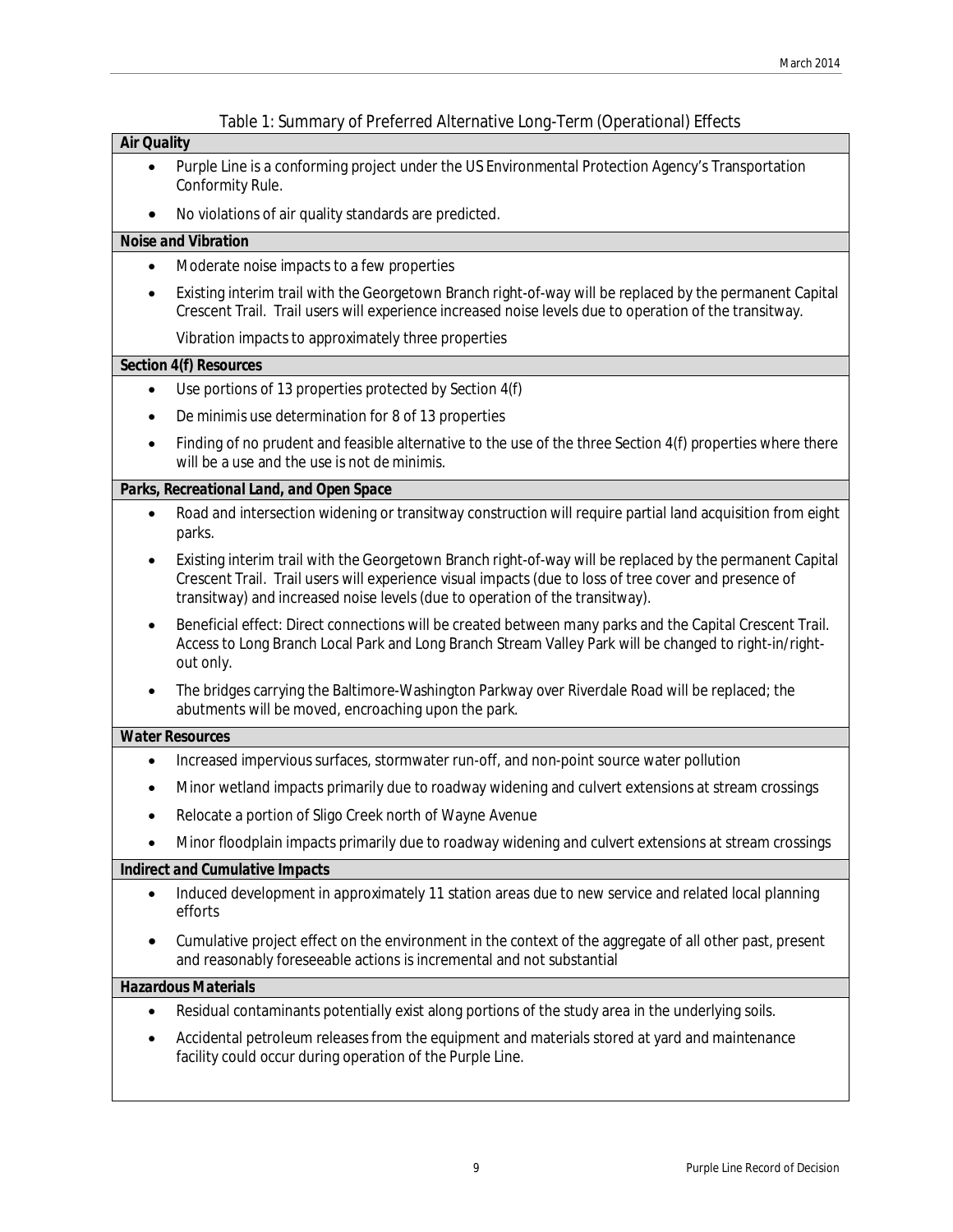Table 1: Summary of Preferred Alternative Long-Term (Operational) Effects

**Air Quality**

- Purple Line is a conforming project under the US Environmental Protection Agency's Transportation Conformity Rule.
- No violations of air quality standards are predicted.

**Noise and Vibration**

- Moderate noise impacts to a few properties
- Existing interim trail with the Georgetown Branch right-of-way will be replaced by the permanent Capital Crescent Trail. Trail users will experience increased noise levels due to operation of the transitway.

  Vibration impacts to approximately three properties

**Section 4(f) Resources**

- Use portions of 13 properties protected by Section 4(f)
- De minimis use determination for 8 of 13 properties
- Finding of no prudent and feasible alternative to the use of the three Section 4(f) properties where there will be a use and the use is not de minimis.

**Parks, Recreational Land, and Open Space**

- Road and intersection widening or transitway construction will require partial land acquisition from eight parks.
- Existing interim trail with the Georgetown Branch right-of-way will be replaced by the permanent Capital Crescent Trail. Trail users will experience visual impacts (due to loss of tree cover and presence of transitway) and increased noise levels (due to operation of the transitway).
- Beneficial effect: Direct connections will be created between many parks and the Capital Crescent Trail. Access to Long Branch Local Park and Long Branch Stream Valley Park will be changed to right-in/right-out only.
- The bridges carrying the Baltimore-Washington Parkway over Riverdale Road will be replaced; the abutments will be moved, encroaching upon the park.

**Water Resources**

- Increased impervious surfaces, stormwater run-off, and non-point source water pollution
- Minor wetland impacts primarily due to roadway widening and culvert extensions at stream crossings
- Relocate a portion of Sligo Creek north of Wayne Avenue
- Minor floodplain impacts primarily due to roadway widening and culvert extensions at stream crossings

**Indirect and Cumulative Impacts**

- Induced development in approximately 11 station areas due to new service and related local planning efforts
- Cumulative project effect on the environment in the context of the aggregate of all other past, present and reasonably foreseeable actions is incremental and not substantial

**Hazardous Materials**

- Residual contaminants potentially exist along portions of the study area in the underlying soils.
- Accidental petroleum releases from the equipment and materials stored at yard and maintenance facility could occur during operation of the Purple Line.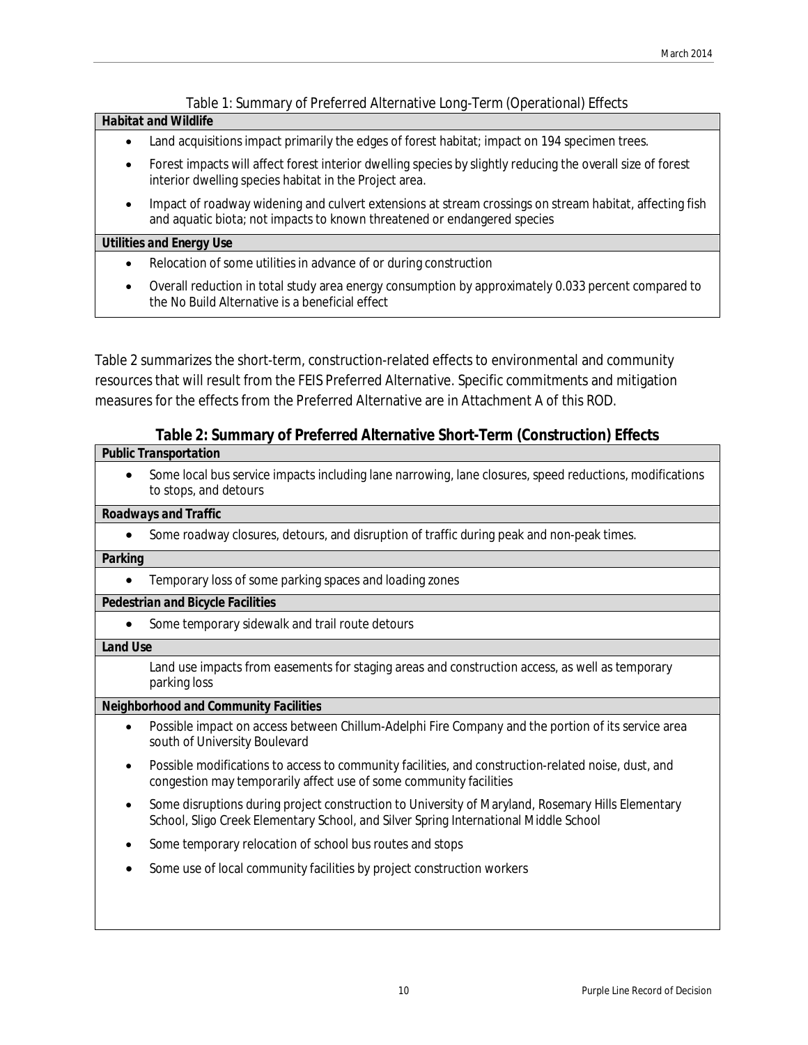Table 1: Summary of Preferred Alternative Long-Term (Operational) Effects

| **Habitat and Wildlife** |
|---|
| • Land acquisitions impact primarily the edges of forest habitat; impact on 194 specimen trees.<br>• Forest impacts will affect forest interior dwelling species by slightly reducing the overall size of forest interior dwelling species habitat in the Project area.<br>• Impact of roadway widening and culvert extensions at stream crossings on stream habitat, affecting fish and aquatic biota; not impacts to known threatened or endangered species |
| **Utilities and Energy Use** |
| • Relocation of some utilities in advance of or during construction<br>• Overall reduction in total study area energy consumption by approximately 0.033 percent compared to the No Build Alternative is a beneficial effect |

Table 2 summarizes the short-term, construction-related effects to environmental and community resources that will result from the FEIS Preferred Alternative. Specific commitments and mitigation measures for the effects from the Preferred Alternative are in Attachment A of this ROD.

**Table 2: Summary of Preferred Alternative Short-Term (Construction) Effects**

| **Public Transportation** |
|---|
| • Some local bus service impacts including lane narrowing, lane closures, speed reductions, modifications to stops, and detours |
| **Roadways and Traffic** |
| • Some roadway closures, detours, and disruption of traffic during peak and non-peak times. |
| **Parking** |
| • Temporary loss of some parking spaces and loading zones |
| **Pedestrian and Bicycle Facilities** |
| • Some temporary sidewalk and trail route detours |
| **Land Use** |
| Land use impacts from easements for staging areas and construction access, as well as temporary parking loss |
| **Neighborhood and Community Facilities** |
| • Possible impact on access between Chillum-Adelphi Fire Company and the portion of its service area south of University Boulevard<br>• Possible modifications to access to community facilities, and construction-related noise, dust, and congestion may temporarily affect use of some community facilities<br>• Some disruptions during project construction to University of Maryland, Rosemary Hills Elementary School, Sligo Creek Elementary School, and Silver Spring International Middle School<br>• Some temporary relocation of school bus routes and stops<br>• Some use of local community facilities by project construction workers |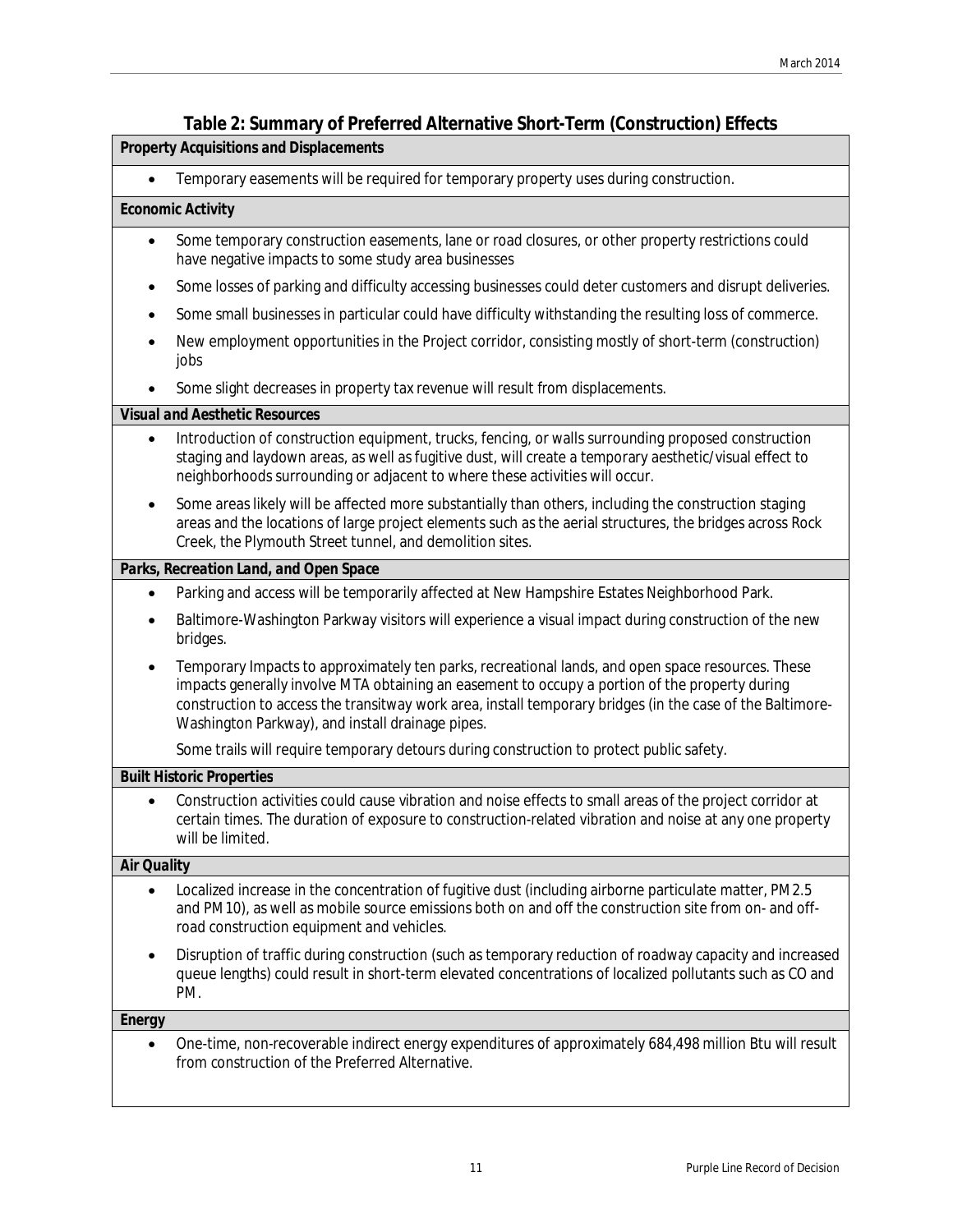## Table 2: Summary of Preferred Alternative Short-Term (Construction) Effects

**Property Acquisitions and Displacements**

- Temporary easements will be required for temporary property uses during construction.

**Economic Activity**

- Some temporary construction easements, lane or road closures, or other property restrictions could have negative impacts to some study area businesses
- Some losses of parking and difficulty accessing businesses could deter customers and disrupt deliveries.
- Some small businesses in particular could have difficulty withstanding the resulting loss of commerce.
- New employment opportunities in the Project corridor, consisting mostly of short-term (construction) jobs
- Some slight decreases in property tax revenue will result from displacements.

**Visual and Aesthetic Resources**

- Introduction of construction equipment, trucks, fencing, or walls surrounding proposed construction staging and laydown areas, as well as fugitive dust, will create a temporary aesthetic/visual effect to neighborhoods surrounding or adjacent to where these activities will occur.
- Some areas likely will be affected more substantially than others, including the construction staging areas and the locations of large project elements such as the aerial structures, the bridges across Rock Creek, the Plymouth Street tunnel, and demolition sites.

**Parks, Recreation Land, and Open Space**

- Parking and access will be temporarily affected at New Hampshire Estates Neighborhood Park.
- Baltimore-Washington Parkway visitors will experience a visual impact during construction of the new bridges.
- Temporary Impacts to approximately ten parks, recreational lands, and open space resources. These impacts generally involve MTA obtaining an easement to occupy a portion of the property during construction to access the transitway work area, install temporary bridges (in the case of the Baltimore-Washington Parkway), and install drainage pipes.

  Some trails will require temporary detours during construction to protect public safety.

**Built Historic Properties**

- Construction activities could cause vibration and noise effects to small areas of the project corridor at certain times. The duration of exposure to construction-related vibration and noise at any one property will be limited.

**Air Quality**

- Localized increase in the concentration of fugitive dust (including airborne particulate matter, PM2.5 and PM10), as well as mobile source emissions both on and off the construction site from on- and off-road construction equipment and vehicles.
- Disruption of traffic during construction (such as temporary reduction of roadway capacity and increased queue lengths) could result in short-term elevated concentrations of localized pollutants such as CO and PM.

**Energy**

- One-time, non-recoverable indirect energy expenditures of approximately 684,498 million Btu will result from construction of the Preferred Alternative.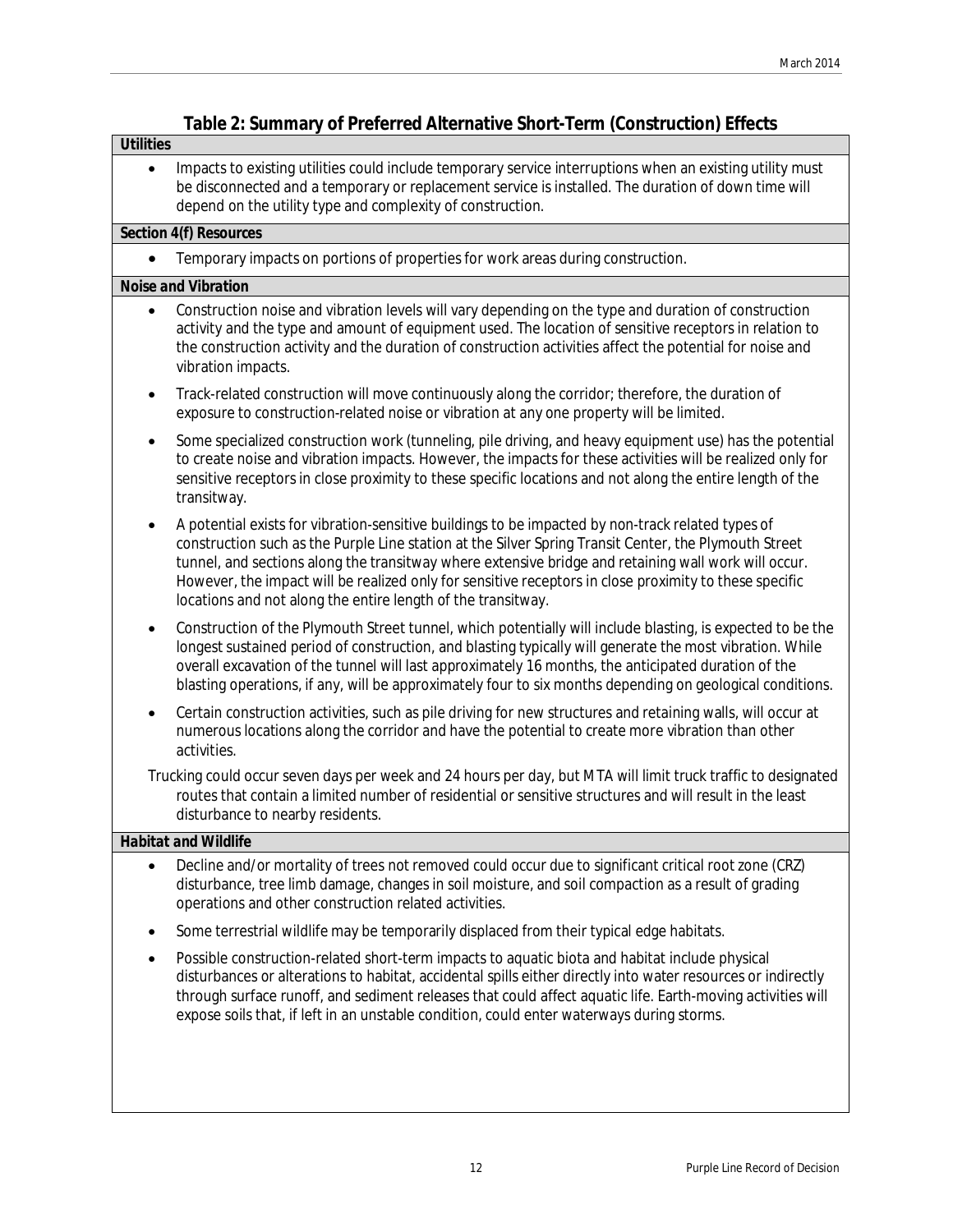## Table 2: Summary of Preferred Alternative Short-Term (Construction) Effects

***Utilities***

- Impacts to existing utilities could include temporary service interruptions when an existing utility must be disconnected and a temporary or replacement service is installed. The duration of down time will depend on the utility type and complexity of construction.

***Section 4(f) Resources***

- Temporary impacts on portions of properties for work areas during construction.

***Noise and Vibration***

- Construction noise and vibration levels will vary depending on the type and duration of construction activity and the type and amount of equipment used. The location of sensitive receptors in relation to the construction activity and the duration of construction activities affect the potential for noise and vibration impacts.
- Track-related construction will move continuously along the corridor; therefore, the duration of exposure to construction-related noise or vibration at any one property will be limited.
- Some specialized construction work (tunneling, pile driving, and heavy equipment use) has the potential to create noise and vibration impacts. However, the impacts for these activities will be realized only for sensitive receptors in close proximity to these specific locations and not along the entire length of the transitway.
- A potential exists for vibration-sensitive buildings to be impacted by non-track related types of construction such as the Purple Line station at the Silver Spring Transit Center, the Plymouth Street tunnel, and sections along the transitway where extensive bridge and retaining wall work will occur. However, the impact will be realized only for sensitive receptors in close proximity to these specific locations and not along the entire length of the transitway.
- Construction of the Plymouth Street tunnel, which potentially will include blasting, is expected to be the longest sustained period of construction, and blasting typically will generate the most vibration. While overall excavation of the tunnel will last approximately 16 months, the anticipated duration of the blasting operations, if any, will be approximately four to six months depending on geological conditions.
- Certain construction activities, such as pile driving for new structures and retaining walls, will occur at numerous locations along the corridor and have the potential to create more vibration than other activities.

Trucking could occur seven days per week and 24 hours per day, but MTA will limit truck traffic to designated routes that contain a limited number of residential or sensitive structures and will result in the least disturbance to nearby residents.

***Habitat and Wildlife***

- Decline and/or mortality of trees not removed could occur due to significant critical root zone (CRZ) disturbance, tree limb damage, changes in soil moisture, and soil compaction as a result of grading operations and other construction related activities.
- Some terrestrial wildlife may be temporarily displaced from their typical edge habitats.
- Possible construction-related short-term impacts to aquatic biota and habitat include physical disturbances or alterations to habitat, accidental spills either directly into water resources or indirectly through surface runoff, and sediment releases that could affect aquatic life. Earth-moving activities will expose soils that, if left in an unstable condition, could enter waterways during storms.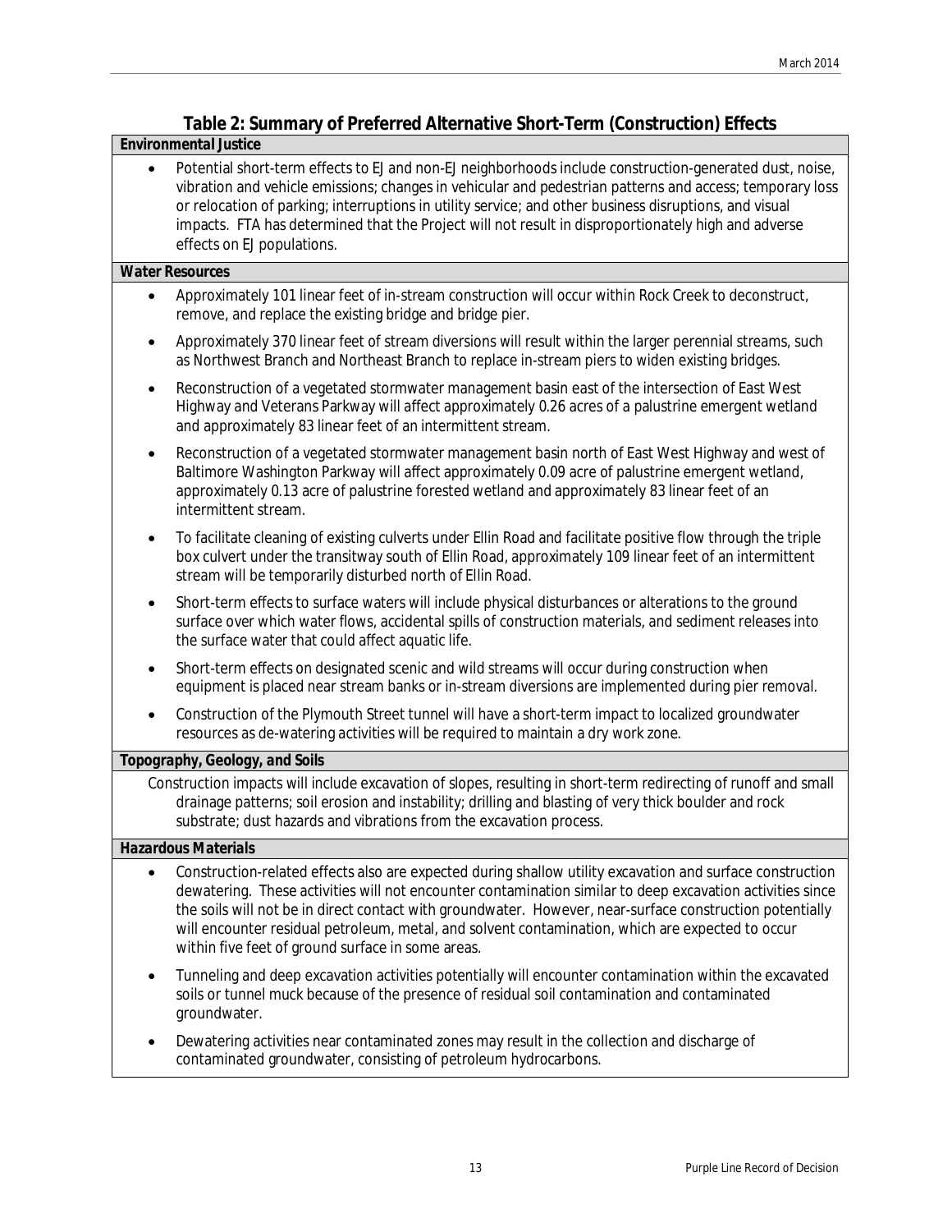**Table 2: Summary of Preferred Alternative Short-Term (Construction) Effects**

**Environmental Justice**

- Potential short-term effects to EJ and non-EJ neighborhoods include construction-generated dust, noise, vibration and vehicle emissions; changes in vehicular and pedestrian patterns and access; temporary loss or relocation of parking; interruptions in utility service; and other business disruptions, and visual impacts. FTA has determined that the Project will not result in disproportionately high and adverse effects on EJ populations.

**Water Resources**

- Approximately 101 linear feet of in-stream construction will occur within Rock Creek to deconstruct, remove, and replace the existing bridge and bridge pier.
- Approximately 370 linear feet of stream diversions will result within the larger perennial streams, such as Northwest Branch and Northeast Branch to replace in-stream piers to widen existing bridges.
- Reconstruction of a vegetated stormwater management basin east of the intersection of East West Highway and Veterans Parkway will affect approximately 0.26 acres of a palustrine emergent wetland and approximately 83 linear feet of an intermittent stream.
- Reconstruction of a vegetated stormwater management basin north of East West Highway and west of Baltimore Washington Parkway will affect approximately 0.09 acre of palustrine emergent wetland, approximately 0.13 acre of palustrine forested wetland and approximately 83 linear feet of an intermittent stream.
- To facilitate cleaning of existing culverts under Ellin Road and facilitate positive flow through the triple box culvert under the transitway south of Ellin Road, approximately 109 linear feet of an intermittent stream will be temporarily disturbed north of Ellin Road.
- Short-term effects to surface waters will include physical disturbances or alterations to the ground surface over which water flows, accidental spills of construction materials, and sediment releases into the surface water that could affect aquatic life.
- Short-term effects on designated scenic and wild streams will occur during construction when equipment is placed near stream banks or in-stream diversions are implemented during pier removal.
- Construction of the Plymouth Street tunnel will have a short-term impact to localized groundwater resources as de-watering activities will be required to maintain a dry work zone.

**Topography, Geology, and Soils**

Construction impacts will include excavation of slopes, resulting in short-term redirecting of runoff and small drainage patterns; soil erosion and instability; drilling and blasting of very thick boulder and rock substrate; dust hazards and vibrations from the excavation process.

**Hazardous Materials**

- Construction-related effects also are expected during shallow utility excavation and surface construction dewatering. These activities will not encounter contamination similar to deep excavation activities since the soils will not be in direct contact with groundwater. However, near-surface construction potentially will encounter residual petroleum, metal, and solvent contamination, which are expected to occur within five feet of ground surface in some areas.
- Tunneling and deep excavation activities potentially will encounter contamination within the excavated soils or tunnel muck because of the presence of residual soil contamination and contaminated groundwater.
- Dewatering activities near contaminated zones may result in the collection and discharge of contaminated groundwater, consisting of petroleum hydrocarbons.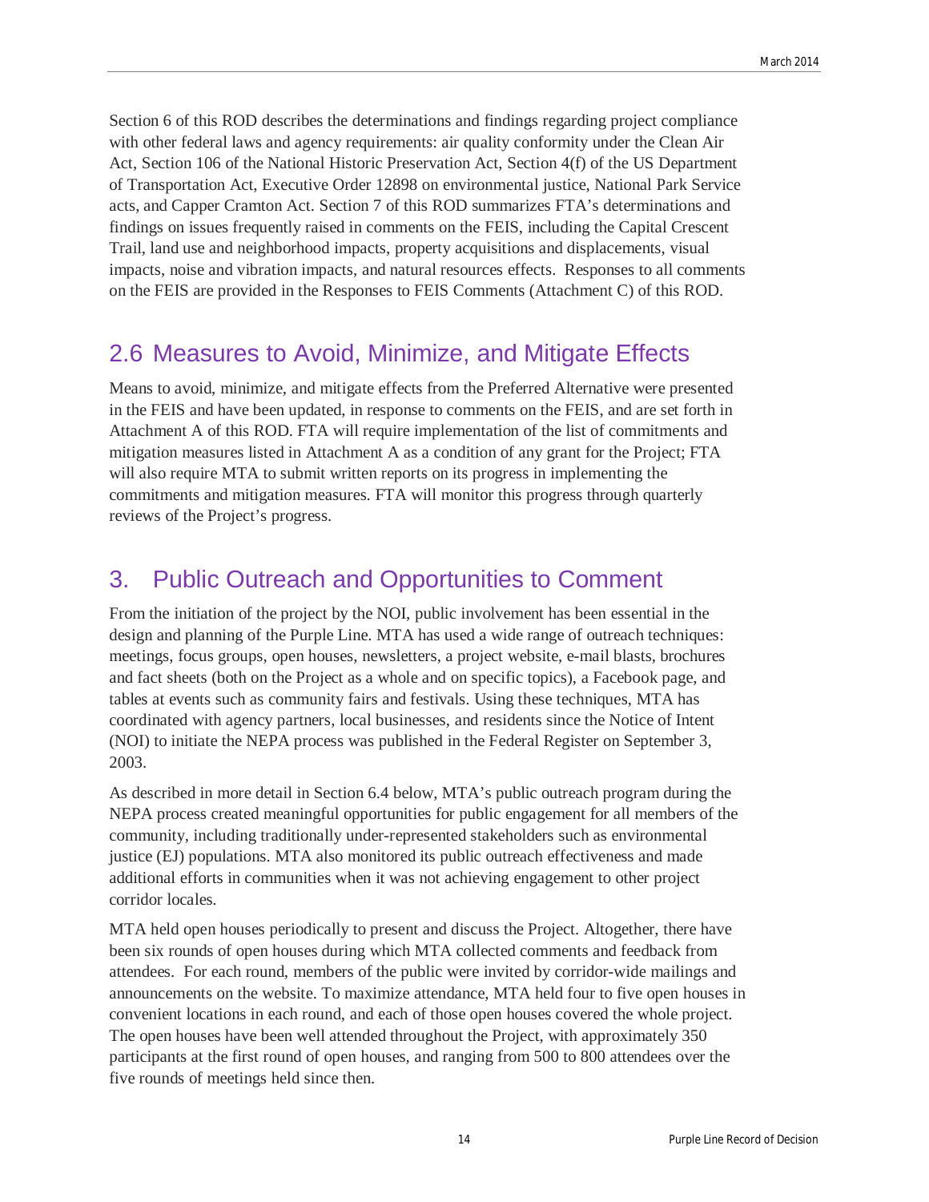Section 6 of this ROD describes the determinations and findings regarding project compliance with other federal laws and agency requirements: air quality conformity under the Clean Air Act, Section 106 of the National Historic Preservation Act, Section 4(f) of the US Department of Transportation Act, Executive Order 12898 on environmental justice, National Park Service acts, and Capper Cramton Act. Section 7 of this ROD summarizes FTA's determinations and findings on issues frequently raised in comments on the FEIS, including the Capital Crescent Trail, land use and neighborhood impacts, property acquisitions and displacements, visual impacts, noise and vibration impacts, and natural resources effects. Responses to all comments on the FEIS are provided in the Responses to FEIS Comments (Attachment C) of this ROD.

## 2.6 Measures to Avoid, Minimize, and Mitigate Effects

Means to avoid, minimize, and mitigate effects from the Preferred Alternative were presented in the FEIS and have been updated, in response to comments on the FEIS, and are set forth in Attachment A of this ROD. FTA will require implementation of the list of commitments and mitigation measures listed in Attachment A as a condition of any grant for the Project; FTA will also require MTA to submit written reports on its progress in implementing the commitments and mitigation measures. FTA will monitor this progress through quarterly reviews of the Project's progress.

# 3. Public Outreach and Opportunities to Comment

From the initiation of the project by the NOI, public involvement has been essential in the design and planning of the Purple Line. MTA has used a wide range of outreach techniques: meetings, focus groups, open houses, newsletters, a project website, e-mail blasts, brochures and fact sheets (both on the Project as a whole and on specific topics), a Facebook page, and tables at events such as community fairs and festivals. Using these techniques, MTA has coordinated with agency partners, local businesses, and residents since the Notice of Intent (NOI) to initiate the NEPA process was published in the Federal Register on September 3, 2003.

As described in more detail in Section 6.4 below, MTA's public outreach program during the NEPA process created meaningful opportunities for public engagement for all members of the community, including traditionally under-represented stakeholders such as environmental justice (EJ) populations. MTA also monitored its public outreach effectiveness and made additional efforts in communities when it was not achieving engagement to other project corridor locales.

MTA held open houses periodically to present and discuss the Project. Altogether, there have been six rounds of open houses during which MTA collected comments and feedback from attendees. For each round, members of the public were invited by corridor-wide mailings and announcements on the website. To maximize attendance, MTA held four to five open houses in convenient locations in each round, and each of those open houses covered the whole project. The open houses have been well attended throughout the Project, with approximately 350 participants at the first round of open houses, and ranging from 500 to 800 attendees over the five rounds of meetings held since then.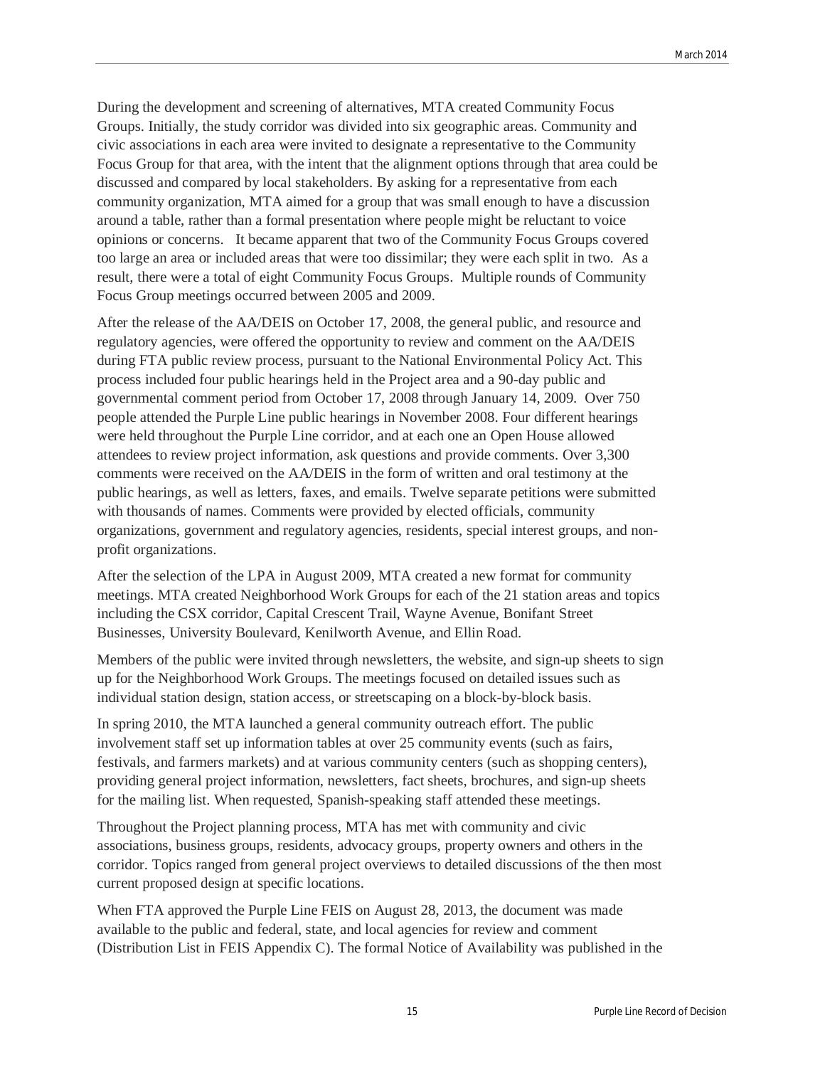During the development and screening of alternatives, MTA created Community Focus Groups. Initially, the study corridor was divided into six geographic areas. Community and civic associations in each area were invited to designate a representative to the Community Focus Group for that area, with the intent that the alignment options through that area could be discussed and compared by local stakeholders. By asking for a representative from each community organization, MTA aimed for a group that was small enough to have a discussion around a table, rather than a formal presentation where people might be reluctant to voice opinions or concerns. It became apparent that two of the Community Focus Groups covered too large an area or included areas that were too dissimilar; they were each split in two. As a result, there were a total of eight Community Focus Groups. Multiple rounds of Community Focus Group meetings occurred between 2005 and 2009.

After the release of the AA/DEIS on October 17, 2008, the general public, and resource and regulatory agencies, were offered the opportunity to review and comment on the AA/DEIS during FTA public review process, pursuant to the National Environmental Policy Act. This process included four public hearings held in the Project area and a 90-day public and governmental comment period from October 17, 2008 through January 14, 2009. Over 750 people attended the Purple Line public hearings in November 2008. Four different hearings were held throughout the Purple Line corridor, and at each one an Open House allowed attendees to review project information, ask questions and provide comments. Over 3,300 comments were received on the AA/DEIS in the form of written and oral testimony at the public hearings, as well as letters, faxes, and emails. Twelve separate petitions were submitted with thousands of names. Comments were provided by elected officials, community organizations, government and regulatory agencies, residents, special interest groups, and non-profit organizations.

After the selection of the LPA in August 2009, MTA created a new format for community meetings. MTA created Neighborhood Work Groups for each of the 21 station areas and topics including the CSX corridor, Capital Crescent Trail, Wayne Avenue, Bonifant Street Businesses, University Boulevard, Kenilworth Avenue, and Ellin Road.

Members of the public were invited through newsletters, the website, and sign-up sheets to sign up for the Neighborhood Work Groups. The meetings focused on detailed issues such as individual station design, station access, or streetscaping on a block-by-block basis.

In spring 2010, the MTA launched a general community outreach effort. The public involvement staff set up information tables at over 25 community events (such as fairs, festivals, and farmers markets) and at various community centers (such as shopping centers), providing general project information, newsletters, fact sheets, brochures, and sign-up sheets for the mailing list. When requested, Spanish-speaking staff attended these meetings.

Throughout the Project planning process, MTA has met with community and civic associations, business groups, residents, advocacy groups, property owners and others in the corridor. Topics ranged from general project overviews to detailed discussions of the then most current proposed design at specific locations.

When FTA approved the Purple Line FEIS on August 28, 2013, the document was made available to the public and federal, state, and local agencies for review and comment (Distribution List in FEIS Appendix C). The formal Notice of Availability was published in the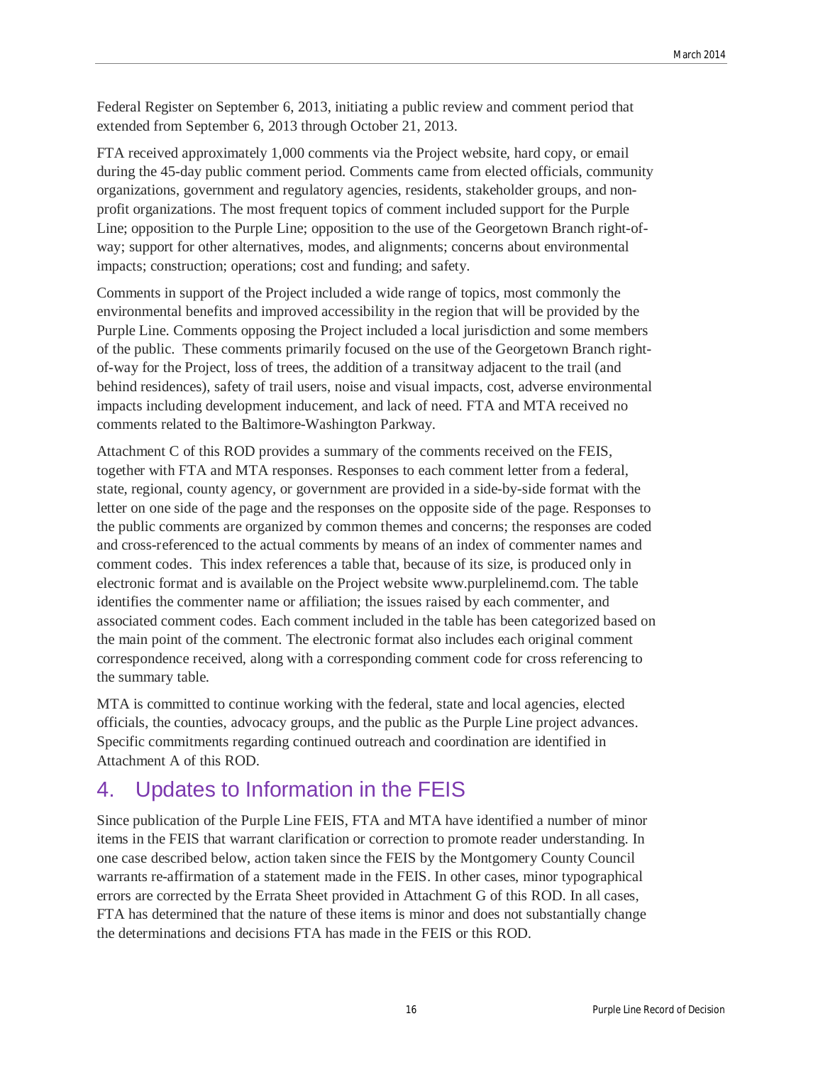Federal Register on September 6, 2013, initiating a public review and comment period that extended from September 6, 2013 through October 21, 2013.

FTA received approximately 1,000 comments via the Project website, hard copy, or email during the 45-day public comment period. Comments came from elected officials, community organizations, government and regulatory agencies, residents, stakeholder groups, and non-profit organizations. The most frequent topics of comment included support for the Purple Line; opposition to the Purple Line; opposition to the use of the Georgetown Branch right-of-way; support for other alternatives, modes, and alignments; concerns about environmental impacts; construction; operations; cost and funding; and safety.

Comments in support of the Project included a wide range of topics, most commonly the environmental benefits and improved accessibility in the region that will be provided by the Purple Line. Comments opposing the Project included a local jurisdiction and some members of the public. These comments primarily focused on the use of the Georgetown Branch right-of-way for the Project, loss of trees, the addition of a transitway adjacent to the trail (and behind residences), safety of trail users, noise and visual impacts, cost, adverse environmental impacts including development inducement, and lack of need. FTA and MTA received no comments related to the Baltimore-Washington Parkway.

Attachment C of this ROD provides a summary of the comments received on the FEIS, together with FTA and MTA responses. Responses to each comment letter from a federal, state, regional, county agency, or government are provided in a side-by-side format with the letter on one side of the page and the responses on the opposite side of the page. Responses to the public comments are organized by common themes and concerns; the responses are coded and cross-referenced to the actual comments by means of an index of commenter names and comment codes. This index references a table that, because of its size, is produced only in electronic format and is available on the Project website www.purplelinemd.com. The table identifies the commenter name or affiliation; the issues raised by each commenter, and associated comment codes. Each comment included in the table has been categorized based on the main point of the comment. The electronic format also includes each original comment correspondence received, along with a corresponding comment code for cross referencing to the summary table.

MTA is committed to continue working with the federal, state and local agencies, elected officials, the counties, advocacy groups, and the public as the Purple Line project advances. Specific commitments regarding continued outreach and coordination are identified in Attachment A of this ROD.

# 4. Updates to Information in the FEIS

Since publication of the Purple Line FEIS, FTA and MTA have identified a number of minor items in the FEIS that warrant clarification or correction to promote reader understanding. In one case described below, action taken since the FEIS by the Montgomery County Council warrants re-affirmation of a statement made in the FEIS. In other cases, minor typographical errors are corrected by the Errata Sheet provided in Attachment G of this ROD. In all cases, FTA has determined that the nature of these items is minor and does not substantially change the determinations and decisions FTA has made in the FEIS or this ROD.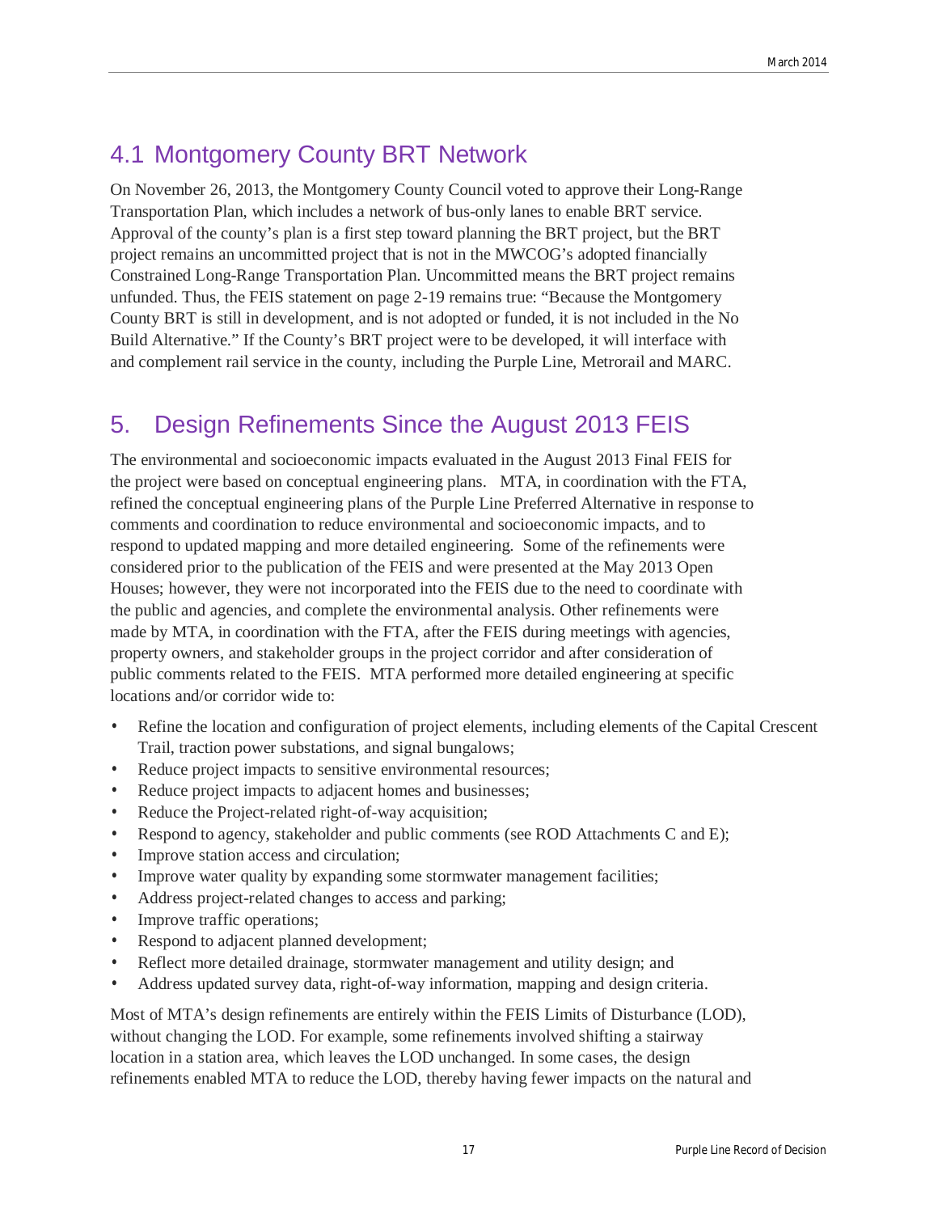## 4.1 Montgomery County BRT Network

On November 26, 2013, the Montgomery County Council voted to approve their Long-Range Transportation Plan, which includes a network of bus-only lanes to enable BRT service. Approval of the county's plan is a first step toward planning the BRT project, but the BRT project remains an uncommitted project that is not in the MWCOG's adopted financially Constrained Long-Range Transportation Plan. Uncommitted means the BRT project remains unfunded. Thus, the FEIS statement on page 2-19 remains true: "Because the Montgomery County BRT is still in development, and is not adopted or funded, it is not included in the No Build Alternative." If the County's BRT project were to be developed, it will interface with and complement rail service in the county, including the Purple Line, Metrorail and MARC.

# 5. Design Refinements Since the August 2013 FEIS

The environmental and socioeconomic impacts evaluated in the August 2013 Final FEIS for the project were based on conceptual engineering plans. MTA, in coordination with the FTA, refined the conceptual engineering plans of the Purple Line Preferred Alternative in response to comments and coordination to reduce environmental and socioeconomic impacts, and to respond to updated mapping and more detailed engineering. Some of the refinements were considered prior to the publication of the FEIS and were presented at the May 2013 Open Houses; however, they were not incorporated into the FEIS due to the need to coordinate with the public and agencies, and complete the environmental analysis. Other refinements were made by MTA, in coordination with the FTA, after the FEIS during meetings with agencies, property owners, and stakeholder groups in the project corridor and after consideration of public comments related to the FEIS. MTA performed more detailed engineering at specific locations and/or corridor wide to:

- Refine the location and configuration of project elements, including elements of the Capital Crescent Trail, traction power substations, and signal bungalows;
- Reduce project impacts to sensitive environmental resources;
- Reduce project impacts to adjacent homes and businesses;
- Reduce the Project-related right-of-way acquisition;
- Respond to agency, stakeholder and public comments (see ROD Attachments C and E);
- Improve station access and circulation;
- Improve water quality by expanding some stormwater management facilities;
- Address project-related changes to access and parking;
- Improve traffic operations;
- Respond to adjacent planned development;
- Reflect more detailed drainage, stormwater management and utility design; and
- Address updated survey data, right-of-way information, mapping and design criteria.

Most of MTA's design refinements are entirely within the FEIS Limits of Disturbance (LOD), without changing the LOD. For example, some refinements involved shifting a stairway location in a station area, which leaves the LOD unchanged. In some cases, the design refinements enabled MTA to reduce the LOD, thereby having fewer impacts on the natural and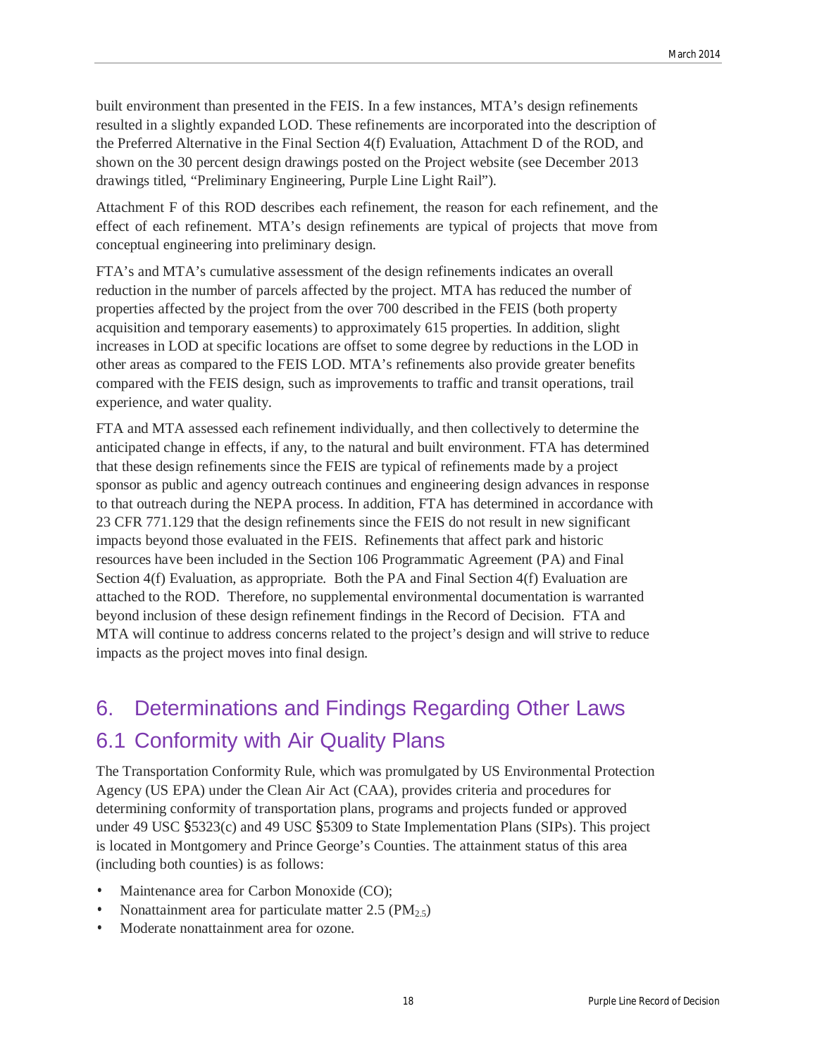built environment than presented in the FEIS. In a few instances, MTA's design refinements resulted in a slightly expanded LOD. These refinements are incorporated into the description of the Preferred Alternative in the Final Section 4(f) Evaluation, Attachment D of the ROD, and shown on the 30 percent design drawings posted on the Project website (see December 2013 drawings titled, "Preliminary Engineering, Purple Line Light Rail").

Attachment F of this ROD describes each refinement, the reason for each refinement, and the effect of each refinement. MTA's design refinements are typical of projects that move from conceptual engineering into preliminary design.

FTA's and MTA's cumulative assessment of the design refinements indicates an overall reduction in the number of parcels affected by the project. MTA has reduced the number of properties affected by the project from the over 700 described in the FEIS (both property acquisition and temporary easements) to approximately 615 properties. In addition, slight increases in LOD at specific locations are offset to some degree by reductions in the LOD in other areas as compared to the FEIS LOD. MTA's refinements also provide greater benefits compared with the FEIS design, such as improvements to traffic and transit operations, trail experience, and water quality.

FTA and MTA assessed each refinement individually, and then collectively to determine the anticipated change in effects, if any, to the natural and built environment. FTA has determined that these design refinements since the FEIS are typical of refinements made by a project sponsor as public and agency outreach continues and engineering design advances in response to that outreach during the NEPA process. In addition, FTA has determined in accordance with 23 CFR 771.129 that the design refinements since the FEIS do not result in new significant impacts beyond those evaluated in the FEIS. Refinements that affect park and historic resources have been included in the Section 106 Programmatic Agreement (PA) and Final Section 4(f) Evaluation, as appropriate. Both the PA and Final Section 4(f) Evaluation are attached to the ROD. Therefore, no supplemental environmental documentation is warranted beyond inclusion of these design refinement findings in the Record of Decision. FTA and MTA will continue to address concerns related to the project's design and will strive to reduce impacts as the project moves into final design.

# 6. Determinations and Findings Regarding Other Laws

## 6.1 Conformity with Air Quality Plans

The Transportation Conformity Rule, which was promulgated by US Environmental Protection Agency (US EPA) under the Clean Air Act (CAA), provides criteria and procedures for determining conformity of transportation plans, programs and projects funded or approved under 49 USC §5323(c) and 49 USC §5309 to State Implementation Plans (SIPs). This project is located in Montgomery and Prince George's Counties. The attainment status of this area (including both counties) is as follows:

- Maintenance area for Carbon Monoxide (CO);
- Nonattainment area for particulate matter 2.5 ($PM_{2.5}$)
- Moderate nonattainment area for ozone.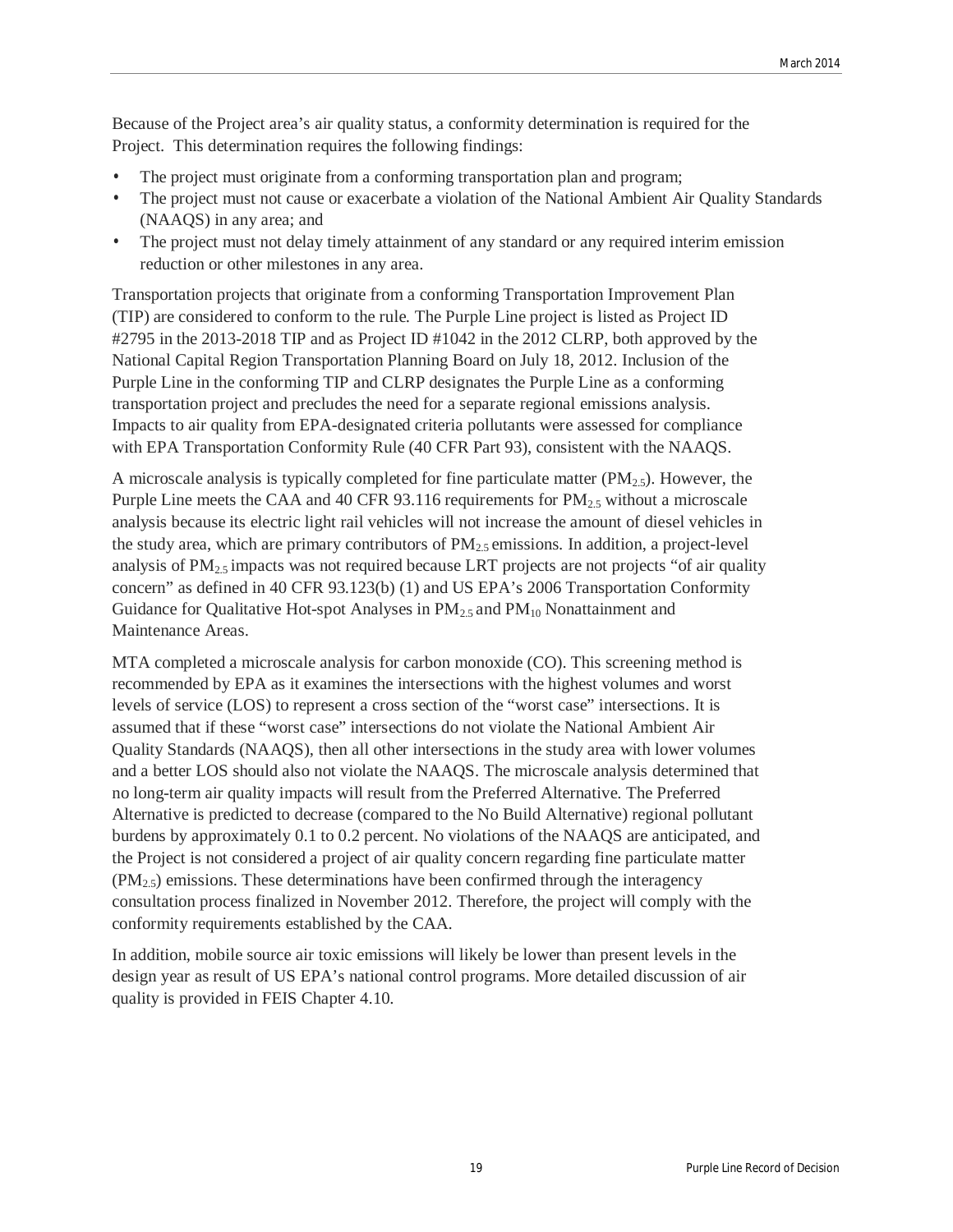Because of the Project area's air quality status, a conformity determination is required for the Project. This determination requires the following findings:

- The project must originate from a conforming transportation plan and program;
- The project must not cause or exacerbate a violation of the National Ambient Air Quality Standards (NAAQS) in any area; and
- The project must not delay timely attainment of any standard or any required interim emission reduction or other milestones in any area.

Transportation projects that originate from a conforming Transportation Improvement Plan (TIP) are considered to conform to the rule. The Purple Line project is listed as Project ID #2795 in the 2013-2018 TIP and as Project ID #1042 in the 2012 CLRP, both approved by the National Capital Region Transportation Planning Board on July 18, 2012. Inclusion of the Purple Line in the conforming TIP and CLRP designates the Purple Line as a conforming transportation project and precludes the need for a separate regional emissions analysis. Impacts to air quality from EPA-designated criteria pollutants were assessed for compliance with EPA Transportation Conformity Rule (40 CFR Part 93), consistent with the NAAQS.

A microscale analysis is typically completed for fine particulate matter ($PM_{2.5}$). However, the Purple Line meets the CAA and 40 CFR 93.116 requirements for $PM_{2.5}$ without a microscale analysis because its electric light rail vehicles will not increase the amount of diesel vehicles in the study area, which are primary contributors of $PM_{2.5}$ emissions. In addition, a project-level analysis of $PM_{2.5}$ impacts was not required because LRT projects are not projects "of air quality concern" as defined in 40 CFR 93.123(b) (1) and US EPA's 2006 Transportation Conformity Guidance for Qualitative Hot-spot Analyses in $PM_{2.5}$ and $PM_{10}$ Nonattainment and Maintenance Areas.

MTA completed a microscale analysis for carbon monoxide (CO). This screening method is recommended by EPA as it examines the intersections with the highest volumes and worst levels of service (LOS) to represent a cross section of the "worst case" intersections. It is assumed that if these "worst case" intersections do not violate the National Ambient Air Quality Standards (NAAQS), then all other intersections in the study area with lower volumes and a better LOS should also not violate the NAAQS. The microscale analysis determined that no long-term air quality impacts will result from the Preferred Alternative. The Preferred Alternative is predicted to decrease (compared to the No Build Alternative) regional pollutant burdens by approximately 0.1 to 0.2 percent. No violations of the NAAQS are anticipated, and the Project is not considered a project of air quality concern regarding fine particulate matter ($PM_{2.5}$) emissions. These determinations have been confirmed through the interagency consultation process finalized in November 2012. Therefore, the project will comply with the conformity requirements established by the CAA.

In addition, mobile source air toxic emissions will likely be lower than present levels in the design year as result of US EPA's national control programs. More detailed discussion of air quality is provided in FEIS Chapter 4.10.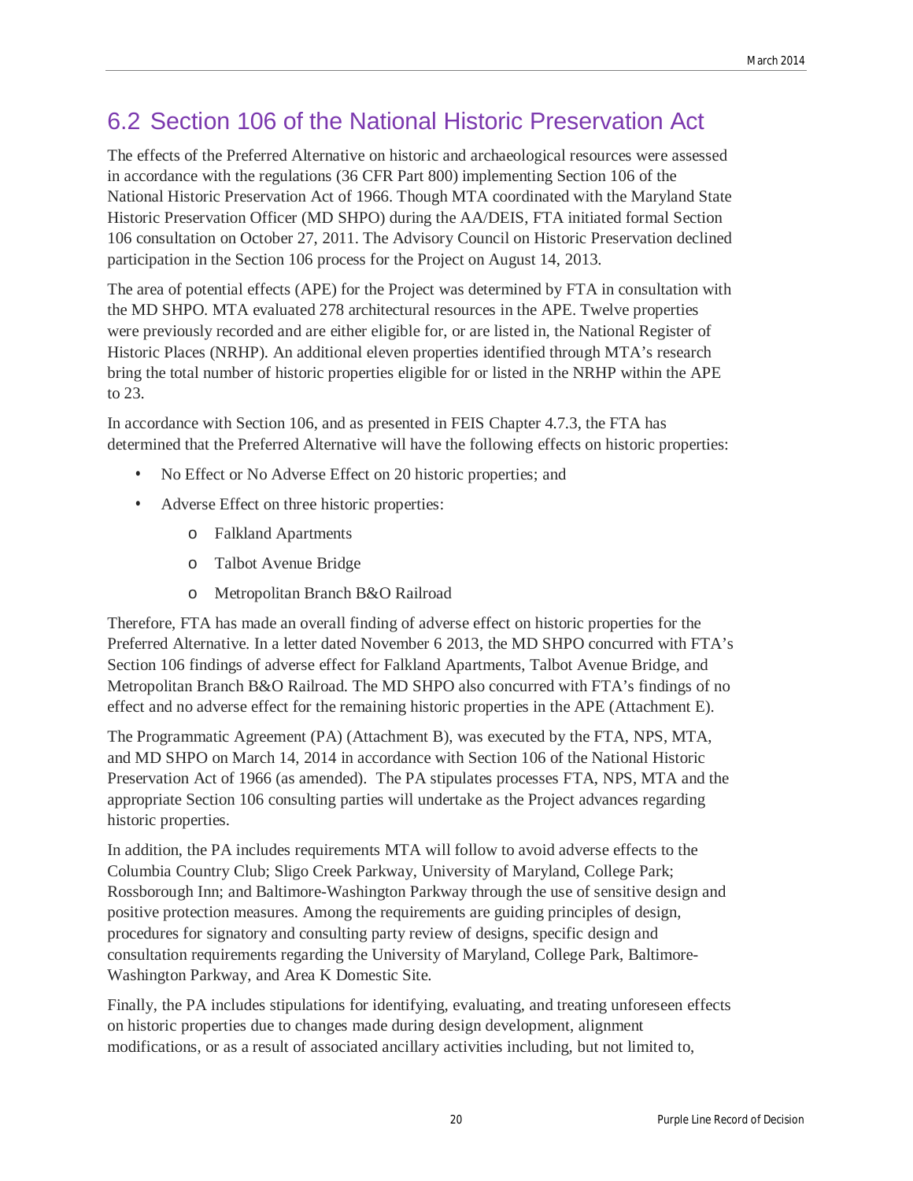## 6.2 Section 106 of the National Historic Preservation Act

The effects of the Preferred Alternative on historic and archaeological resources were assessed in accordance with the regulations (36 CFR Part 800) implementing Section 106 of the National Historic Preservation Act of 1966. Though MTA coordinated with the Maryland State Historic Preservation Officer (MD SHPO) during the AA/DEIS, FTA initiated formal Section 106 consultation on October 27, 2011. The Advisory Council on Historic Preservation declined participation in the Section 106 process for the Project on August 14, 2013.

The area of potential effects (APE) for the Project was determined by FTA in consultation with the MD SHPO. MTA evaluated 278 architectural resources in the APE. Twelve properties were previously recorded and are either eligible for, or are listed in, the National Register of Historic Places (NRHP). An additional eleven properties identified through MTA's research bring the total number of historic properties eligible for or listed in the NRHP within the APE to 23.

In accordance with Section 106, and as presented in FEIS Chapter 4.7.3, the FTA has determined that the Preferred Alternative will have the following effects on historic properties:

- No Effect or No Adverse Effect on 20 historic properties; and
- Adverse Effect on three historic properties:
  - Falkland Apartments
  - Talbot Avenue Bridge
  - Metropolitan Branch B&O Railroad

Therefore, FTA has made an overall finding of adverse effect on historic properties for the Preferred Alternative. In a letter dated November 6 2013, the MD SHPO concurred with FTA's Section 106 findings of adverse effect for Falkland Apartments, Talbot Avenue Bridge, and Metropolitan Branch B&O Railroad. The MD SHPO also concurred with FTA's findings of no effect and no adverse effect for the remaining historic properties in the APE (Attachment E).

The Programmatic Agreement (PA) (Attachment B), was executed by the FTA, NPS, MTA, and MD SHPO on March 14, 2014 in accordance with Section 106 of the National Historic Preservation Act of 1966 (as amended). The PA stipulates processes FTA, NPS, MTA and the appropriate Section 106 consulting parties will undertake as the Project advances regarding historic properties.

In addition, the PA includes requirements MTA will follow to avoid adverse effects to the Columbia Country Club; Sligo Creek Parkway, University of Maryland, College Park; Rossborough Inn; and Baltimore-Washington Parkway through the use of sensitive design and positive protection measures. Among the requirements are guiding principles of design, procedures for signatory and consulting party review of designs, specific design and consultation requirements regarding the University of Maryland, College Park, Baltimore-Washington Parkway, and Area K Domestic Site.

Finally, the PA includes stipulations for identifying, evaluating, and treating unforeseen effects on historic properties due to changes made during design development, alignment modifications, or as a result of associated ancillary activities including, but not limited to,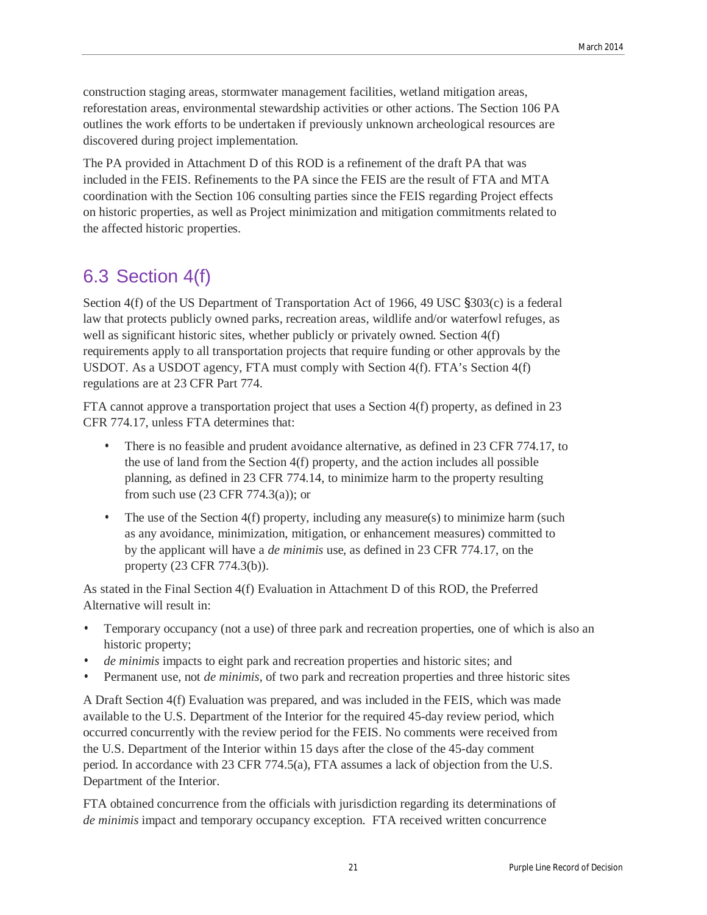construction staging areas, stormwater management facilities, wetland mitigation areas, reforestation areas, environmental stewardship activities or other actions. The Section 106 PA outlines the work efforts to be undertaken if previously unknown archeological resources are discovered during project implementation.

The PA provided in Attachment D of this ROD is a refinement of the draft PA that was included in the FEIS. Refinements to the PA since the FEIS are the result of FTA and MTA coordination with the Section 106 consulting parties since the FEIS regarding Project effects on historic properties, as well as Project minimization and mitigation commitments related to the affected historic properties.

## 6.3 Section 4(f)

Section 4(f) of the US Department of Transportation Act of 1966, 49 USC §303(c) is a federal law that protects publicly owned parks, recreation areas, wildlife and/or waterfowl refuges, as well as significant historic sites, whether publicly or privately owned. Section 4(f) requirements apply to all transportation projects that require funding or other approvals by the USDOT. As a USDOT agency, FTA must comply with Section 4(f). FTA's Section 4(f) regulations are at 23 CFR Part 774.

FTA cannot approve a transportation project that uses a Section 4(f) property, as defined in 23 CFR 774.17, unless FTA determines that:

- There is no feasible and prudent avoidance alternative, as defined in 23 CFR 774.17, to the use of land from the Section 4(f) property, and the action includes all possible planning, as defined in 23 CFR 774.14, to minimize harm to the property resulting from such use (23 CFR 774.3(a)); or
- The use of the Section 4(f) property, including any measure(s) to minimize harm (such as any avoidance, minimization, mitigation, or enhancement measures) committed to by the applicant will have a *de minimis* use, as defined in 23 CFR 774.17, on the property (23 CFR 774.3(b)).

As stated in the Final Section 4(f) Evaluation in Attachment D of this ROD, the Preferred Alternative will result in:

- Temporary occupancy (not a use) of three park and recreation properties, one of which is also an historic property;
- *de minimis* impacts to eight park and recreation properties and historic sites; and
- Permanent use, not *de minimis*, of two park and recreation properties and three historic sites

A Draft Section 4(f) Evaluation was prepared, and was included in the FEIS, which was made available to the U.S. Department of the Interior for the required 45-day review period, which occurred concurrently with the review period for the FEIS. No comments were received from the U.S. Department of the Interior within 15 days after the close of the 45-day comment period. In accordance with 23 CFR 774.5(a), FTA assumes a lack of objection from the U.S. Department of the Interior.

FTA obtained concurrence from the officials with jurisdiction regarding its determinations of *de minimis* impact and temporary occupancy exception. FTA received written concurrence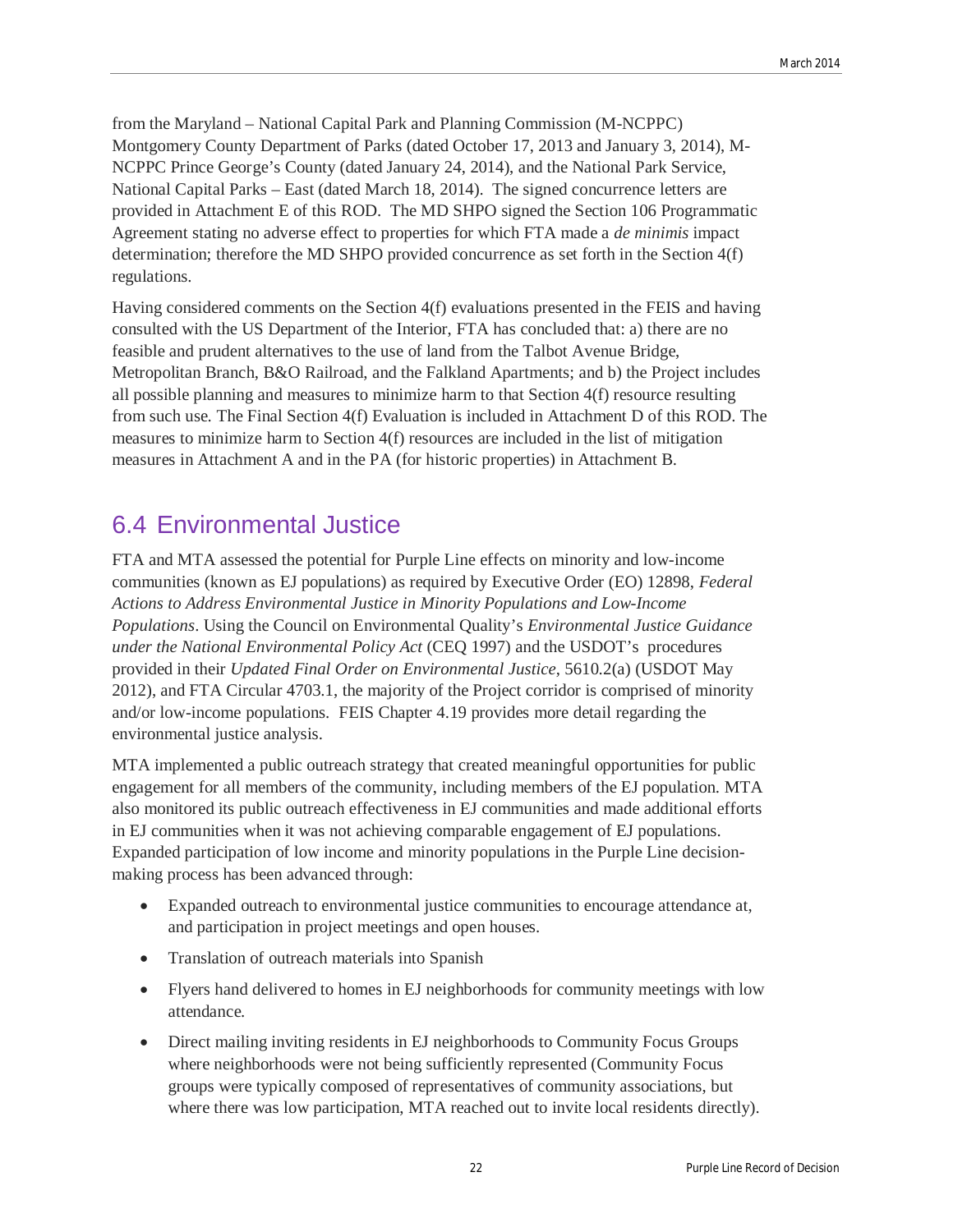from the Maryland – National Capital Park and Planning Commission (M-NCPPC) Montgomery County Department of Parks (dated October 17, 2013 and January 3, 2014), M-NCPPC Prince George's County (dated January 24, 2014), and the National Park Service, National Capital Parks – East (dated March 18, 2014). The signed concurrence letters are provided in Attachment E of this ROD. The MD SHPO signed the Section 106 Programmatic Agreement stating no adverse effect to properties for which FTA made a *de minimis* impact determination; therefore the MD SHPO provided concurrence as set forth in the Section 4(f) regulations.

Having considered comments on the Section 4(f) evaluations presented in the FEIS and having consulted with the US Department of the Interior, FTA has concluded that: a) there are no feasible and prudent alternatives to the use of land from the Talbot Avenue Bridge, Metropolitan Branch, B&O Railroad, and the Falkland Apartments; and b) the Project includes all possible planning and measures to minimize harm to that Section 4(f) resource resulting from such use. The Final Section 4(f) Evaluation is included in Attachment D of this ROD. The measures to minimize harm to Section 4(f) resources are included in the list of mitigation measures in Attachment A and in the PA (for historic properties) in Attachment B.

## 6.4 Environmental Justice

FTA and MTA assessed the potential for Purple Line effects on minority and low-income communities (known as EJ populations) as required by Executive Order (EO) 12898, *Federal Actions to Address Environmental Justice in Minority Populations and Low-Income Populations*. Using the Council on Environmental Quality's *Environmental Justice Guidance under the National Environmental Policy Act* (CEQ 1997) and the USDOT's procedures provided in their *Updated Final Order on Environmental Justice*, 5610.2(a) (USDOT May 2012), and FTA Circular 4703.1, the majority of the Project corridor is comprised of minority and/or low-income populations. FEIS Chapter 4.19 provides more detail regarding the environmental justice analysis.

MTA implemented a public outreach strategy that created meaningful opportunities for public engagement for all members of the community, including members of the EJ population. MTA also monitored its public outreach effectiveness in EJ communities and made additional efforts in EJ communities when it was not achieving comparable engagement of EJ populations. Expanded participation of low income and minority populations in the Purple Line decision-making process has been advanced through:

- Expanded outreach to environmental justice communities to encourage attendance at, and participation in project meetings and open houses.
- Translation of outreach materials into Spanish
- Flyers hand delivered to homes in EJ neighborhoods for community meetings with low attendance.
- Direct mailing inviting residents in EJ neighborhoods to Community Focus Groups where neighborhoods were not being sufficiently represented (Community Focus groups were typically composed of representatives of community associations, but where there was low participation, MTA reached out to invite local residents directly).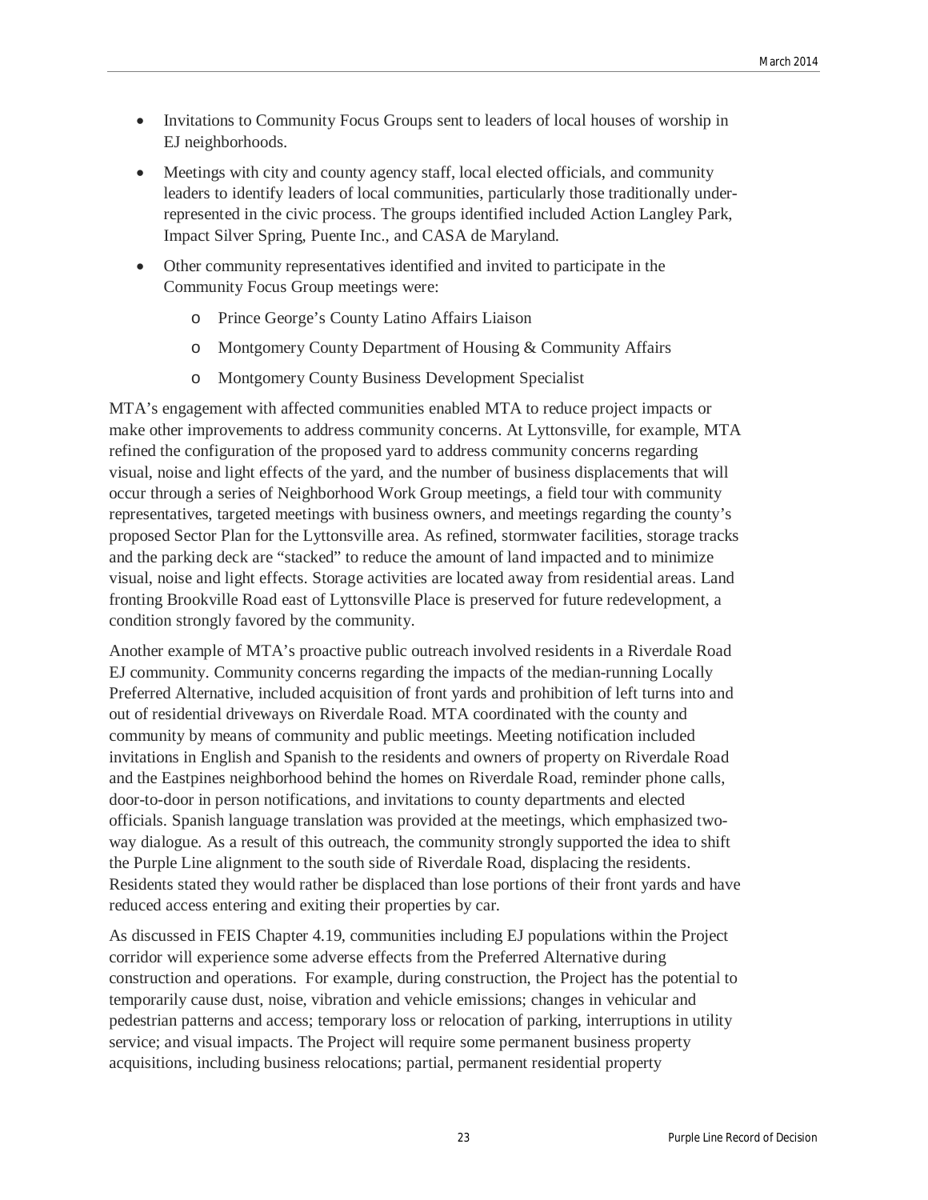- Invitations to Community Focus Groups sent to leaders of local houses of worship in EJ neighborhoods.
- Meetings with city and county agency staff, local elected officials, and community leaders to identify leaders of local communities, particularly those traditionally under-represented in the civic process. The groups identified included Action Langley Park, Impact Silver Spring, Puente Inc., and CASA de Maryland.
- Other community representatives identified and invited to participate in the Community Focus Group meetings were:
  - Prince George's County Latino Affairs Liaison
  - Montgomery County Department of Housing & Community Affairs
  - Montgomery County Business Development Specialist

MTA's engagement with affected communities enabled MTA to reduce project impacts or make other improvements to address community concerns. At Lyttonsville, for example, MTA refined the configuration of the proposed yard to address community concerns regarding visual, noise and light effects of the yard, and the number of business displacements that will occur through a series of Neighborhood Work Group meetings, a field tour with community representatives, targeted meetings with business owners, and meetings regarding the county's proposed Sector Plan for the Lyttonsville area. As refined, stormwater facilities, storage tracks and the parking deck are "stacked" to reduce the amount of land impacted and to minimize visual, noise and light effects. Storage activities are located away from residential areas. Land fronting Brookville Road east of Lyttonsville Place is preserved for future redevelopment, a condition strongly favored by the community.

Another example of MTA's proactive public outreach involved residents in a Riverdale Road EJ community. Community concerns regarding the impacts of the median-running Locally Preferred Alternative, included acquisition of front yards and prohibition of left turns into and out of residential driveways on Riverdale Road. MTA coordinated with the county and community by means of community and public meetings. Meeting notification included invitations in English and Spanish to the residents and owners of property on Riverdale Road and the Eastpines neighborhood behind the homes on Riverdale Road, reminder phone calls, door-to-door in person notifications, and invitations to county departments and elected officials. Spanish language translation was provided at the meetings, which emphasized two-way dialogue. As a result of this outreach, the community strongly supported the idea to shift the Purple Line alignment to the south side of Riverdale Road, displacing the residents. Residents stated they would rather be displaced than lose portions of their front yards and have reduced access entering and exiting their properties by car.

As discussed in FEIS Chapter 4.19, communities including EJ populations within the Project corridor will experience some adverse effects from the Preferred Alternative during construction and operations. For example, during construction, the Project has the potential to temporarily cause dust, noise, vibration and vehicle emissions; changes in vehicular and pedestrian patterns and access; temporary loss or relocation of parking, interruptions in utility service; and visual impacts. The Project will require some permanent business property acquisitions, including business relocations; partial, permanent residential property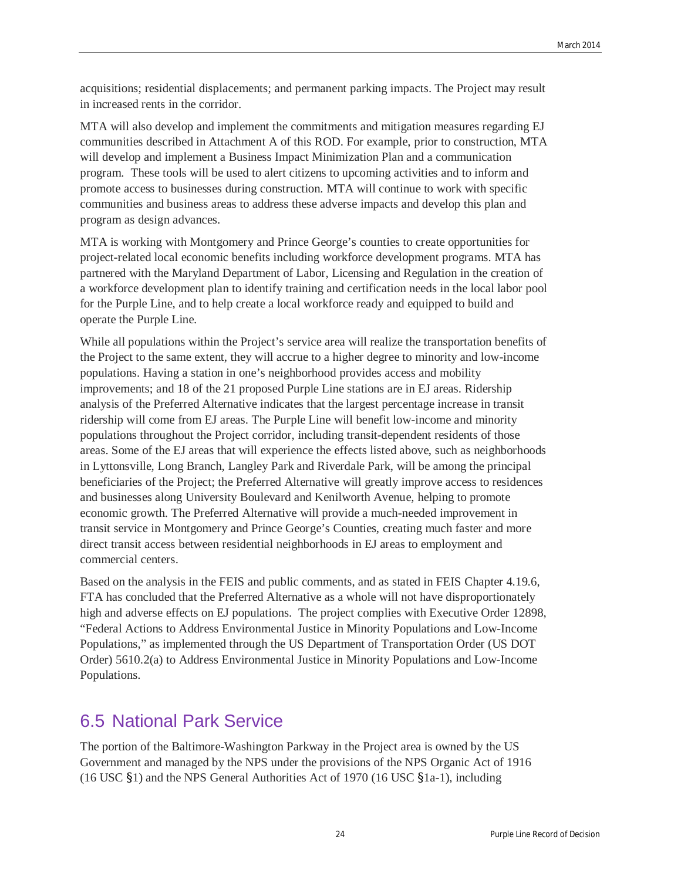acquisitions; residential displacements; and permanent parking impacts. The Project may result in increased rents in the corridor.

MTA will also develop and implement the commitments and mitigation measures regarding EJ communities described in Attachment A of this ROD. For example, prior to construction, MTA will develop and implement a Business Impact Minimization Plan and a communication program. These tools will be used to alert citizens to upcoming activities and to inform and promote access to businesses during construction. MTA will continue to work with specific communities and business areas to address these adverse impacts and develop this plan and program as design advances.

MTA is working with Montgomery and Prince George's counties to create opportunities for project-related local economic benefits including workforce development programs. MTA has partnered with the Maryland Department of Labor, Licensing and Regulation in the creation of a workforce development plan to identify training and certification needs in the local labor pool for the Purple Line, and to help create a local workforce ready and equipped to build and operate the Purple Line.

While all populations within the Project's service area will realize the transportation benefits of the Project to the same extent, they will accrue to a higher degree to minority and low-income populations. Having a station in one's neighborhood provides access and mobility improvements; and 18 of the 21 proposed Purple Line stations are in EJ areas. Ridership analysis of the Preferred Alternative indicates that the largest percentage increase in transit ridership will come from EJ areas. The Purple Line will benefit low-income and minority populations throughout the Project corridor, including transit-dependent residents of those areas. Some of the EJ areas that will experience the effects listed above, such as neighborhoods in Lyttonsville, Long Branch, Langley Park and Riverdale Park, will be among the principal beneficiaries of the Project; the Preferred Alternative will greatly improve access to residences and businesses along University Boulevard and Kenilworth Avenue, helping to promote economic growth. The Preferred Alternative will provide a much-needed improvement in transit service in Montgomery and Prince George's Counties, creating much faster and more direct transit access between residential neighborhoods in EJ areas to employment and commercial centers.

Based on the analysis in the FEIS and public comments, and as stated in FEIS Chapter 4.19.6, FTA has concluded that the Preferred Alternative as a whole will not have disproportionately high and adverse effects on EJ populations. The project complies with Executive Order 12898, "Federal Actions to Address Environmental Justice in Minority Populations and Low-Income Populations," as implemented through the US Department of Transportation Order (US DOT Order) 5610.2(a) to Address Environmental Justice in Minority Populations and Low-Income Populations.

## 6.5 National Park Service

The portion of the Baltimore-Washington Parkway in the Project area is owned by the US Government and managed by the NPS under the provisions of the NPS Organic Act of 1916 (16 USC §1) and the NPS General Authorities Act of 1970 (16 USC §1a-1), including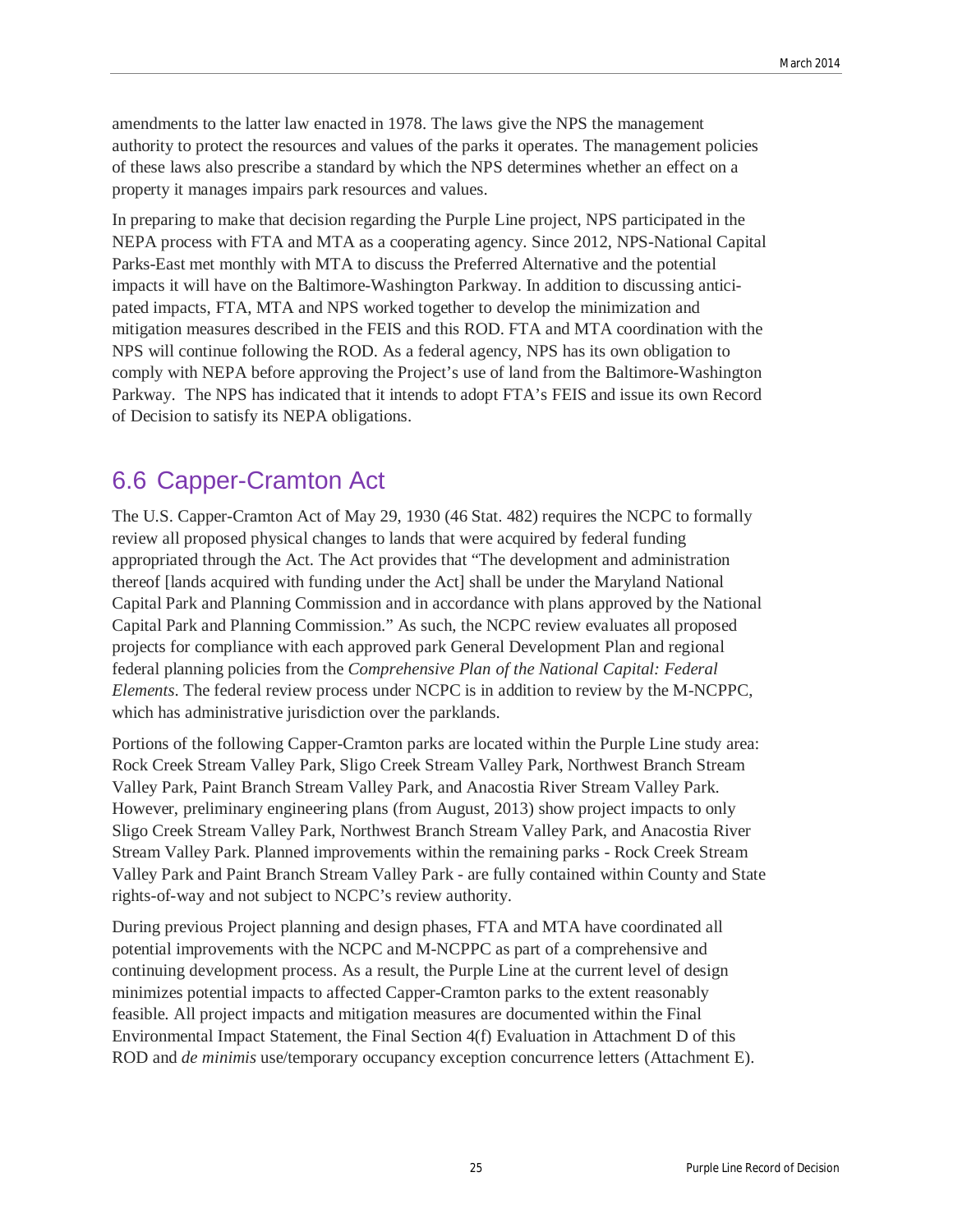amendments to the latter law enacted in 1978. The laws give the NPS the management authority to protect the resources and values of the parks it operates. The management policies of these laws also prescribe a standard by which the NPS determines whether an effect on a property it manages impairs park resources and values.

In preparing to make that decision regarding the Purple Line project, NPS participated in the NEPA process with FTA and MTA as a cooperating agency. Since 2012, NPS-National Capital Parks-East met monthly with MTA to discuss the Preferred Alternative and the potential impacts it will have on the Baltimore-Washington Parkway. In addition to discussing anticipated impacts, FTA, MTA and NPS worked together to develop the minimization and mitigation measures described in the FEIS and this ROD. FTA and MTA coordination with the NPS will continue following the ROD. As a federal agency, NPS has its own obligation to comply with NEPA before approving the Project's use of land from the Baltimore-Washington Parkway. The NPS has indicated that it intends to adopt FTA's FEIS and issue its own Record of Decision to satisfy its NEPA obligations.

## 6.6 Capper-Cramton Act

The U.S. Capper-Cramton Act of May 29, 1930 (46 Stat. 482) requires the NCPC to formally review all proposed physical changes to lands that were acquired by federal funding appropriated through the Act. The Act provides that "The development and administration thereof [lands acquired with funding under the Act] shall be under the Maryland National Capital Park and Planning Commission and in accordance with plans approved by the National Capital Park and Planning Commission." As such, the NCPC review evaluates all proposed projects for compliance with each approved park General Development Plan and regional federal planning policies from the *Comprehensive Plan of the National Capital: Federal Elements*. The federal review process under NCPC is in addition to review by the M-NCPPC, which has administrative jurisdiction over the parklands.

Portions of the following Capper-Cramton parks are located within the Purple Line study area: Rock Creek Stream Valley Park, Sligo Creek Stream Valley Park, Northwest Branch Stream Valley Park, Paint Branch Stream Valley Park, and Anacostia River Stream Valley Park. However, preliminary engineering plans (from August, 2013) show project impacts to only Sligo Creek Stream Valley Park, Northwest Branch Stream Valley Park, and Anacostia River Stream Valley Park. Planned improvements within the remaining parks - Rock Creek Stream Valley Park and Paint Branch Stream Valley Park - are fully contained within County and State rights-of-way and not subject to NCPC's review authority.

During previous Project planning and design phases, FTA and MTA have coordinated all potential improvements with the NCPC and M-NCPPC as part of a comprehensive and continuing development process. As a result, the Purple Line at the current level of design minimizes potential impacts to affected Capper-Cramton parks to the extent reasonably feasible. All project impacts and mitigation measures are documented within the Final Environmental Impact Statement, the Final Section 4(f) Evaluation in Attachment D of this ROD and *de minimis* use/temporary occupancy exception concurrence letters (Attachment E).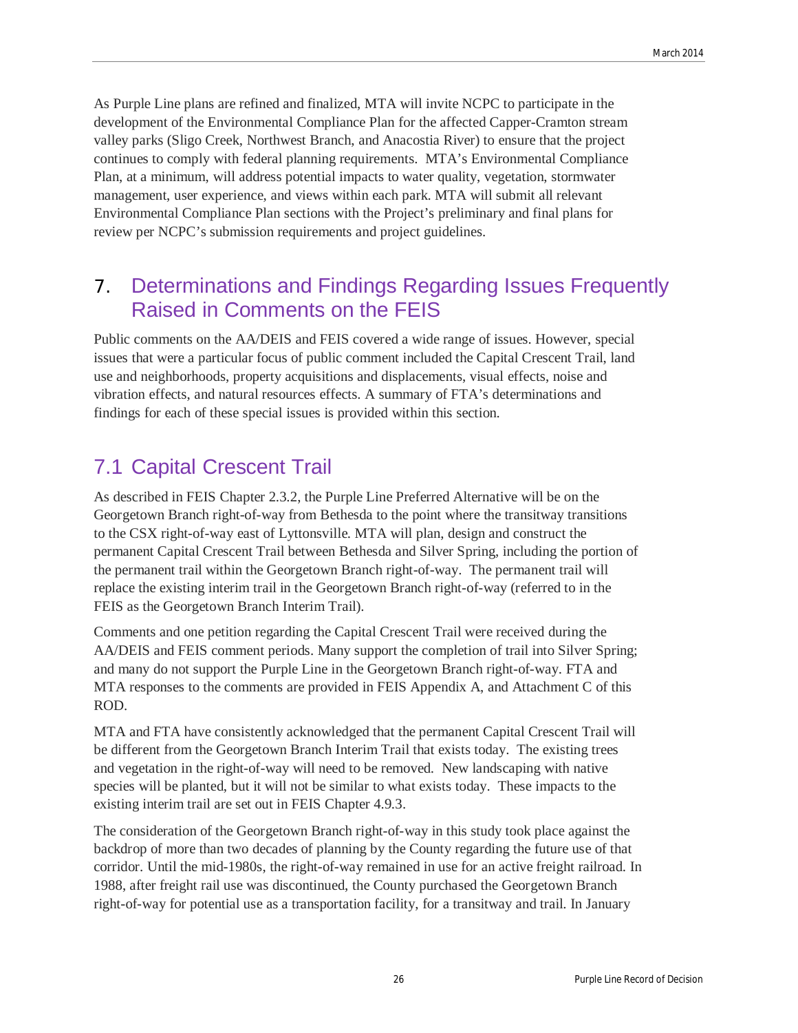As Purple Line plans are refined and finalized, MTA will invite NCPC to participate in the development of the Environmental Compliance Plan for the affected Capper-Cramton stream valley parks (Sligo Creek, Northwest Branch, and Anacostia River) to ensure that the project continues to comply with federal planning requirements. MTA's Environmental Compliance Plan, at a minimum, will address potential impacts to water quality, vegetation, stormwater management, user experience, and views within each park. MTA will submit all relevant Environmental Compliance Plan sections with the Project's preliminary and final plans for review per NCPC's submission requirements and project guidelines.

# 7. Determinations and Findings Regarding Issues Frequently Raised in Comments on the FEIS

Public comments on the AA/DEIS and FEIS covered a wide range of issues. However, special issues that were a particular focus of public comment included the Capital Crescent Trail, land use and neighborhoods, property acquisitions and displacements, visual effects, noise and vibration effects, and natural resources effects. A summary of FTA's determinations and findings for each of these special issues is provided within this section.

## 7.1 Capital Crescent Trail

As described in FEIS Chapter 2.3.2, the Purple Line Preferred Alternative will be on the Georgetown Branch right-of-way from Bethesda to the point where the transitway transitions to the CSX right-of-way east of Lyttonsville. MTA will plan, design and construct the permanent Capital Crescent Trail between Bethesda and Silver Spring, including the portion of the permanent trail within the Georgetown Branch right-of-way. The permanent trail will replace the existing interim trail in the Georgetown Branch right-of-way (referred to in the FEIS as the Georgetown Branch Interim Trail).

Comments and one petition regarding the Capital Crescent Trail were received during the AA/DEIS and FEIS comment periods. Many support the completion of trail into Silver Spring; and many do not support the Purple Line in the Georgetown Branch right-of-way. FTA and MTA responses to the comments are provided in FEIS Appendix A, and Attachment C of this ROD.

MTA and FTA have consistently acknowledged that the permanent Capital Crescent Trail will be different from the Georgetown Branch Interim Trail that exists today. The existing trees and vegetation in the right-of-way will need to be removed. New landscaping with native species will be planted, but it will not be similar to what exists today. These impacts to the existing interim trail are set out in FEIS Chapter 4.9.3.

The consideration of the Georgetown Branch right-of-way in this study took place against the backdrop of more than two decades of planning by the County regarding the future use of that corridor. Until the mid-1980s, the right-of-way remained in use for an active freight railroad. In 1988, after freight rail use was discontinued, the County purchased the Georgetown Branch right-of-way for potential use as a transportation facility, for a transitway and trail. In January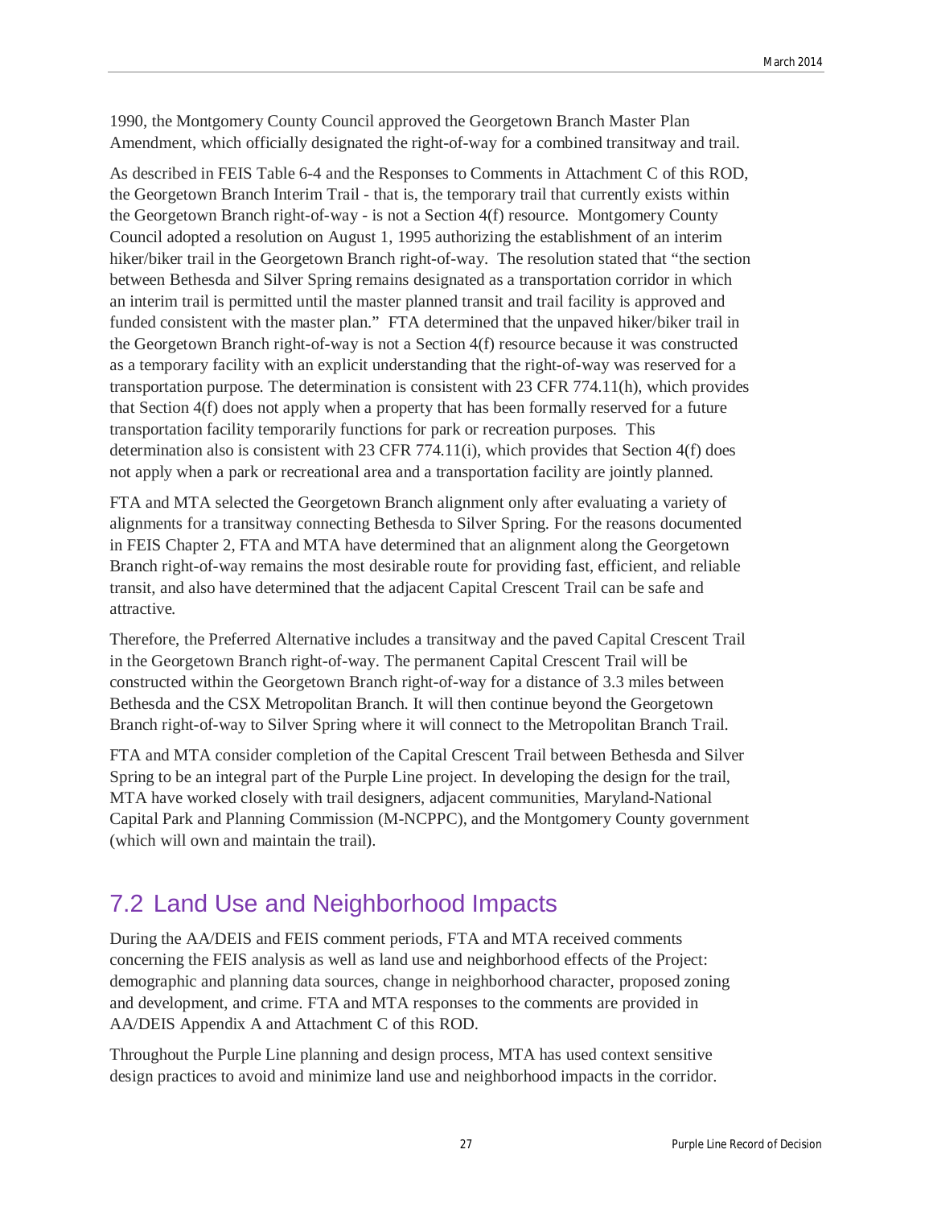1990, the Montgomery County Council approved the Georgetown Branch Master Plan Amendment, which officially designated the right-of-way for a combined transitway and trail.

As described in FEIS Table 6-4 and the Responses to Comments in Attachment C of this ROD, the Georgetown Branch Interim Trail - that is, the temporary trail that currently exists within the Georgetown Branch right-of-way - is not a Section 4(f) resource. Montgomery County Council adopted a resolution on August 1, 1995 authorizing the establishment of an interim hiker/biker trail in the Georgetown Branch right-of-way. The resolution stated that "the section between Bethesda and Silver Spring remains designated as a transportation corridor in which an interim trail is permitted until the master planned transit and trail facility is approved and funded consistent with the master plan." FTA determined that the unpaved hiker/biker trail in the Georgetown Branch right-of-way is not a Section 4(f) resource because it was constructed as a temporary facility with an explicit understanding that the right-of-way was reserved for a transportation purpose. The determination is consistent with 23 CFR 774.11(h), which provides that Section 4(f) does not apply when a property that has been formally reserved for a future transportation facility temporarily functions for park or recreation purposes. This determination also is consistent with 23 CFR 774.11(i), which provides that Section 4(f) does not apply when a park or recreational area and a transportation facility are jointly planned.

FTA and MTA selected the Georgetown Branch alignment only after evaluating a variety of alignments for a transitway connecting Bethesda to Silver Spring. For the reasons documented in FEIS Chapter 2, FTA and MTA have determined that an alignment along the Georgetown Branch right-of-way remains the most desirable route for providing fast, efficient, and reliable transit, and also have determined that the adjacent Capital Crescent Trail can be safe and attractive.

Therefore, the Preferred Alternative includes a transitway and the paved Capital Crescent Trail in the Georgetown Branch right-of-way. The permanent Capital Crescent Trail will be constructed within the Georgetown Branch right-of-way for a distance of 3.3 miles between Bethesda and the CSX Metropolitan Branch. It will then continue beyond the Georgetown Branch right-of-way to Silver Spring where it will connect to the Metropolitan Branch Trail.

FTA and MTA consider completion of the Capital Crescent Trail between Bethesda and Silver Spring to be an integral part of the Purple Line project. In developing the design for the trail, MTA have worked closely with trail designers, adjacent communities, Maryland-National Capital Park and Planning Commission (M-NCPPC), and the Montgomery County government (which will own and maintain the trail).

## 7.2 Land Use and Neighborhood Impacts

During the AA/DEIS and FEIS comment periods, FTA and MTA received comments concerning the FEIS analysis as well as land use and neighborhood effects of the Project: demographic and planning data sources, change in neighborhood character, proposed zoning and development, and crime. FTA and MTA responses to the comments are provided in AA/DEIS Appendix A and Attachment C of this ROD.

Throughout the Purple Line planning and design process, MTA has used context sensitive design practices to avoid and minimize land use and neighborhood impacts in the corridor.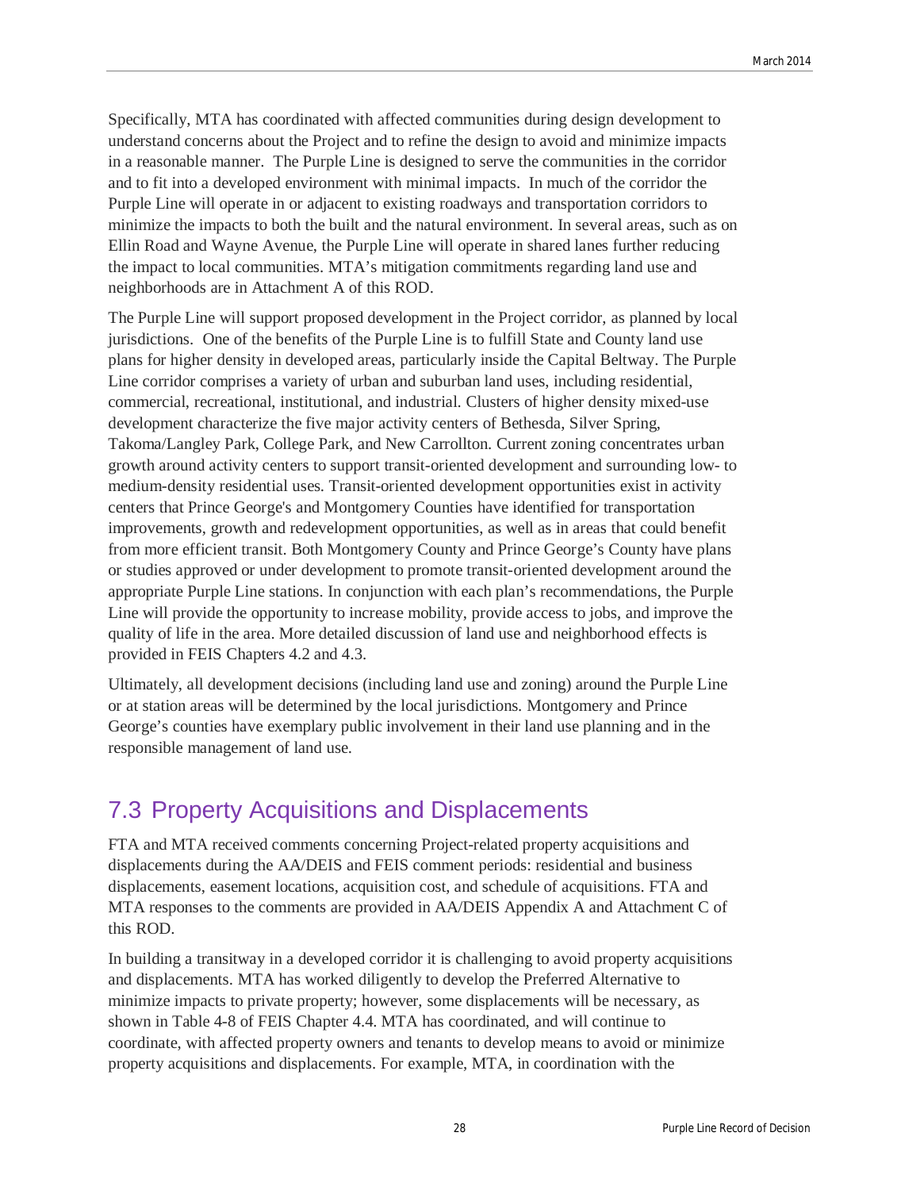Specifically, MTA has coordinated with affected communities during design development to understand concerns about the Project and to refine the design to avoid and minimize impacts in a reasonable manner. The Purple Line is designed to serve the communities in the corridor and to fit into a developed environment with minimal impacts. In much of the corridor the Purple Line will operate in or adjacent to existing roadways and transportation corridors to minimize the impacts to both the built and the natural environment. In several areas, such as on Ellin Road and Wayne Avenue, the Purple Line will operate in shared lanes further reducing the impact to local communities. MTA's mitigation commitments regarding land use and neighborhoods are in Attachment A of this ROD.

The Purple Line will support proposed development in the Project corridor, as planned by local jurisdictions. One of the benefits of the Purple Line is to fulfill State and County land use plans for higher density in developed areas, particularly inside the Capital Beltway. The Purple Line corridor comprises a variety of urban and suburban land uses, including residential, commercial, recreational, institutional, and industrial. Clusters of higher density mixed-use development characterize the five major activity centers of Bethesda, Silver Spring, Takoma/Langley Park, College Park, and New Carrollton. Current zoning concentrates urban growth around activity centers to support transit-oriented development and surrounding low- to medium-density residential uses. Transit-oriented development opportunities exist in activity centers that Prince George's and Montgomery Counties have identified for transportation improvements, growth and redevelopment opportunities, as well as in areas that could benefit from more efficient transit. Both Montgomery County and Prince George's County have plans or studies approved or under development to promote transit-oriented development around the appropriate Purple Line stations. In conjunction with each plan's recommendations, the Purple Line will provide the opportunity to increase mobility, provide access to jobs, and improve the quality of life in the area. More detailed discussion of land use and neighborhood effects is provided in FEIS Chapters 4.2 and 4.3.

Ultimately, all development decisions (including land use and zoning) around the Purple Line or at station areas will be determined by the local jurisdictions. Montgomery and Prince George's counties have exemplary public involvement in their land use planning and in the responsible management of land use.

## 7.3 Property Acquisitions and Displacements

FTA and MTA received comments concerning Project-related property acquisitions and displacements during the AA/DEIS and FEIS comment periods: residential and business displacements, easement locations, acquisition cost, and schedule of acquisitions. FTA and MTA responses to the comments are provided in AA/DEIS Appendix A and Attachment C of this ROD.

In building a transitway in a developed corridor it is challenging to avoid property acquisitions and displacements. MTA has worked diligently to develop the Preferred Alternative to minimize impacts to private property; however, some displacements will be necessary, as shown in Table 4-8 of FEIS Chapter 4.4. MTA has coordinated, and will continue to coordinate, with affected property owners and tenants to develop means to avoid or minimize property acquisitions and displacements. For example, MTA, in coordination with the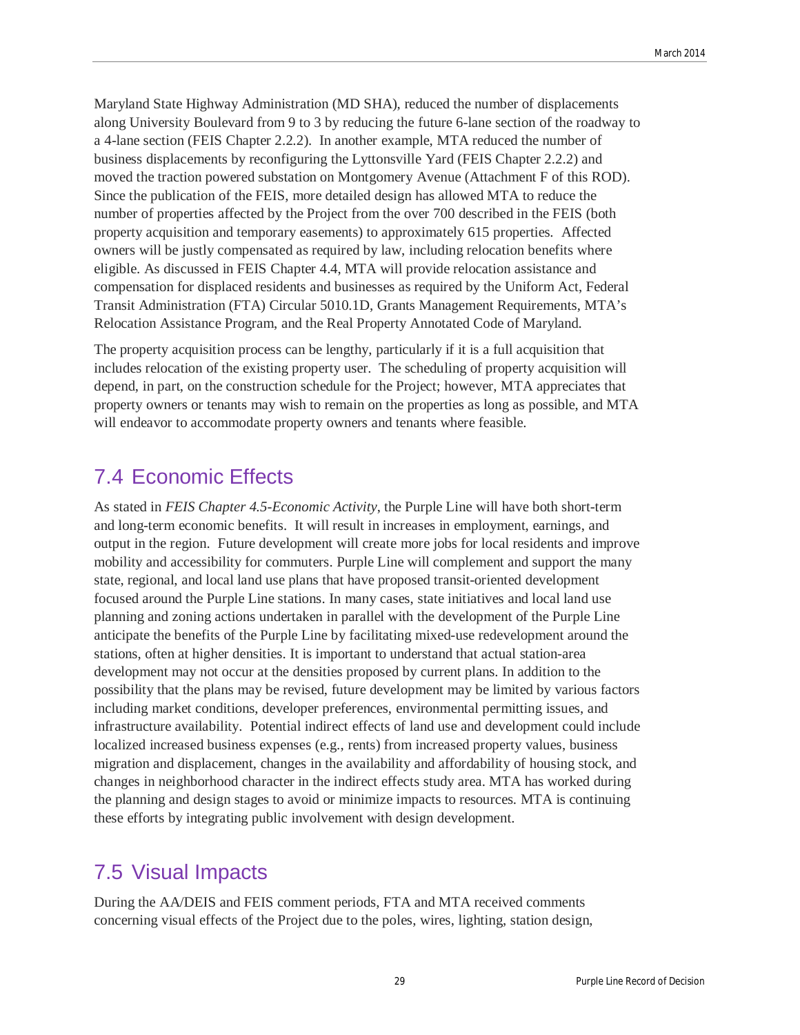Maryland State Highway Administration (MD SHA), reduced the number of displacements along University Boulevard from 9 to 3 by reducing the future 6-lane section of the roadway to a 4-lane section (FEIS Chapter 2.2.2). In another example, MTA reduced the number of business displacements by reconfiguring the Lyttonsville Yard (FEIS Chapter 2.2.2) and moved the traction powered substation on Montgomery Avenue (Attachment F of this ROD). Since the publication of the FEIS, more detailed design has allowed MTA to reduce the number of properties affected by the Project from the over 700 described in the FEIS (both property acquisition and temporary easements) to approximately 615 properties. Affected owners will be justly compensated as required by law, including relocation benefits where eligible. As discussed in FEIS Chapter 4.4, MTA will provide relocation assistance and compensation for displaced residents and businesses as required by the Uniform Act, Federal Transit Administration (FTA) Circular 5010.1D, Grants Management Requirements, MTA's Relocation Assistance Program, and the Real Property Annotated Code of Maryland.

The property acquisition process can be lengthy, particularly if it is a full acquisition that includes relocation of the existing property user. The scheduling of property acquisition will depend, in part, on the construction schedule for the Project; however, MTA appreciates that property owners or tenants may wish to remain on the properties as long as possible, and MTA will endeavor to accommodate property owners and tenants where feasible.

## 7.4 Economic Effects

As stated in *FEIS Chapter 4.5-Economic Activity*, the Purple Line will have both short-term and long-term economic benefits. It will result in increases in employment, earnings, and output in the region. Future development will create more jobs for local residents and improve mobility and accessibility for commuters. Purple Line will complement and support the many state, regional, and local land use plans that have proposed transit-oriented development focused around the Purple Line stations. In many cases, state initiatives and local land use planning and zoning actions undertaken in parallel with the development of the Purple Line anticipate the benefits of the Purple Line by facilitating mixed-use redevelopment around the stations, often at higher densities. It is important to understand that actual station-area development may not occur at the densities proposed by current plans. In addition to the possibility that the plans may be revised, future development may be limited by various factors including market conditions, developer preferences, environmental permitting issues, and infrastructure availability. Potential indirect effects of land use and development could include localized increased business expenses (e.g., rents) from increased property values, business migration and displacement, changes in the availability and affordability of housing stock, and changes in neighborhood character in the indirect effects study area. MTA has worked during the planning and design stages to avoid or minimize impacts to resources. MTA is continuing these efforts by integrating public involvement with design development.

## 7.5 Visual Impacts

During the AA/DEIS and FEIS comment periods, FTA and MTA received comments concerning visual effects of the Project due to the poles, wires, lighting, station design,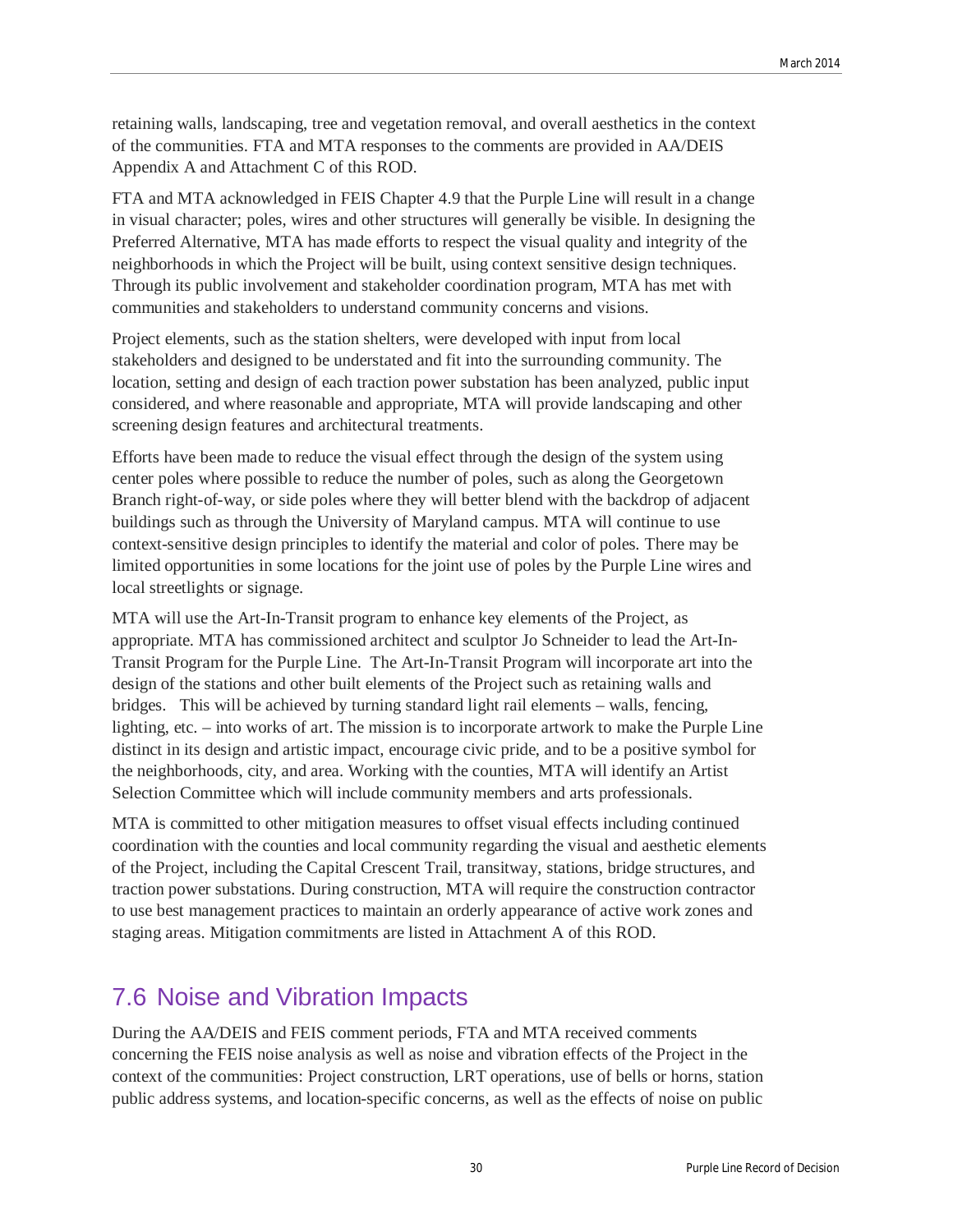retaining walls, landscaping, tree and vegetation removal, and overall aesthetics in the context of the communities. FTA and MTA responses to the comments are provided in AA/DEIS Appendix A and Attachment C of this ROD.

FTA and MTA acknowledged in FEIS Chapter 4.9 that the Purple Line will result in a change in visual character; poles, wires and other structures will generally be visible. In designing the Preferred Alternative, MTA has made efforts to respect the visual quality and integrity of the neighborhoods in which the Project will be built, using context sensitive design techniques. Through its public involvement and stakeholder coordination program, MTA has met with communities and stakeholders to understand community concerns and visions.

Project elements, such as the station shelters, were developed with input from local stakeholders and designed to be understated and fit into the surrounding community. The location, setting and design of each traction power substation has been analyzed, public input considered, and where reasonable and appropriate, MTA will provide landscaping and other screening design features and architectural treatments.

Efforts have been made to reduce the visual effect through the design of the system using center poles where possible to reduce the number of poles, such as along the Georgetown Branch right-of-way, or side poles where they will better blend with the backdrop of adjacent buildings such as through the University of Maryland campus. MTA will continue to use context-sensitive design principles to identify the material and color of poles. There may be limited opportunities in some locations for the joint use of poles by the Purple Line wires and local streetlights or signage.

MTA will use the Art-In-Transit program to enhance key elements of the Project, as appropriate. MTA has commissioned architect and sculptor Jo Schneider to lead the Art-In-Transit Program for the Purple Line. The Art-In-Transit Program will incorporate art into the design of the stations and other built elements of the Project such as retaining walls and bridges. This will be achieved by turning standard light rail elements – walls, fencing, lighting, etc. – into works of art. The mission is to incorporate artwork to make the Purple Line distinct in its design and artistic impact, encourage civic pride, and to be a positive symbol for the neighborhoods, city, and area. Working with the counties, MTA will identify an Artist Selection Committee which will include community members and arts professionals.

MTA is committed to other mitigation measures to offset visual effects including continued coordination with the counties and local community regarding the visual and aesthetic elements of the Project, including the Capital Crescent Trail, transitway, stations, bridge structures, and traction power substations. During construction, MTA will require the construction contractor to use best management practices to maintain an orderly appearance of active work zones and staging areas. Mitigation commitments are listed in Attachment A of this ROD.

## 7.6 Noise and Vibration Impacts

During the AA/DEIS and FEIS comment periods, FTA and MTA received comments concerning the FEIS noise analysis as well as noise and vibration effects of the Project in the context of the communities: Project construction, LRT operations, use of bells or horns, station public address systems, and location-specific concerns, as well as the effects of noise on public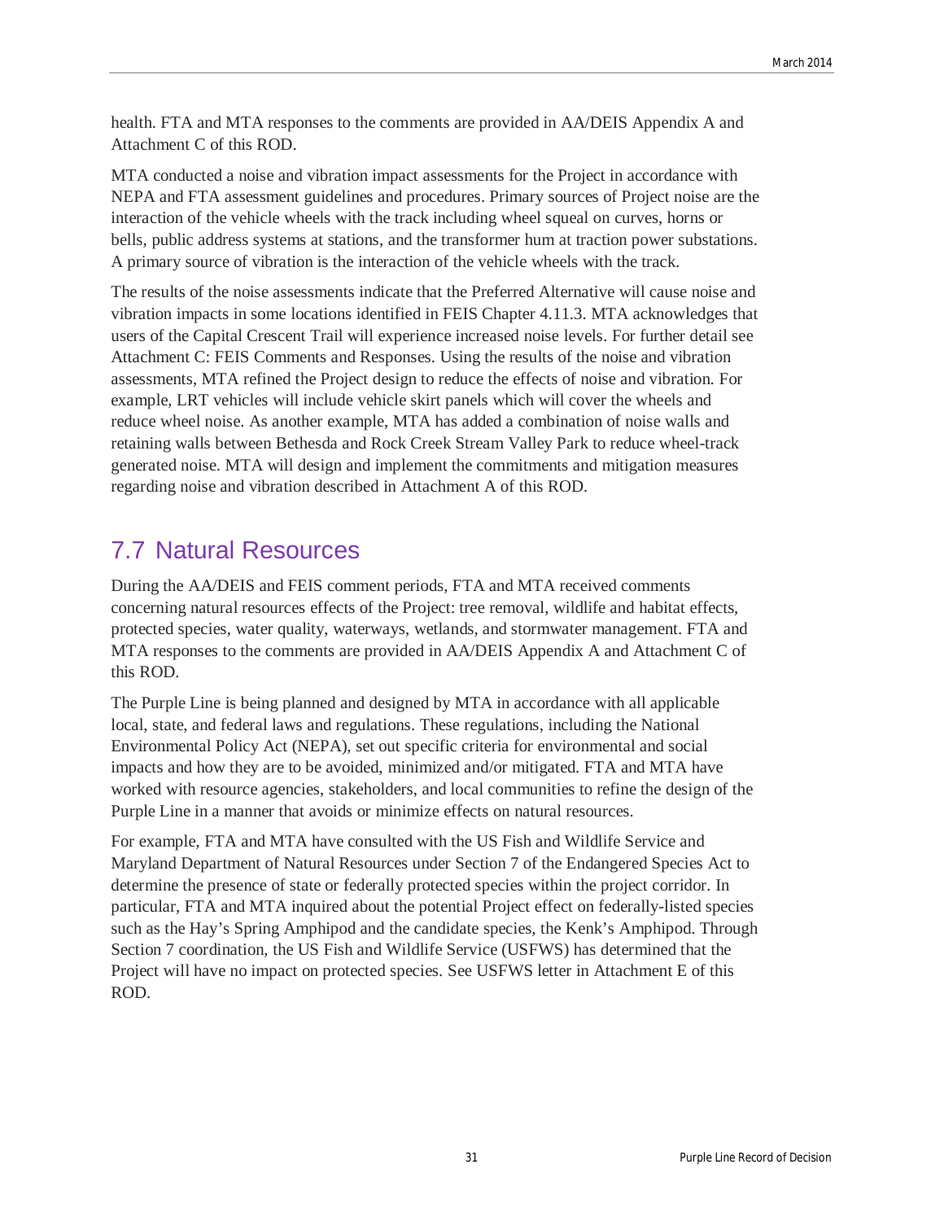health. FTA and MTA responses to the comments are provided in AA/DEIS Appendix A and Attachment C of this ROD.

MTA conducted a noise and vibration impact assessments for the Project in accordance with NEPA and FTA assessment guidelines and procedures. Primary sources of Project noise are the interaction of the vehicle wheels with the track including wheel squeal on curves, horns or bells, public address systems at stations, and the transformer hum at traction power substations. A primary source of vibration is the interaction of the vehicle wheels with the track.

The results of the noise assessments indicate that the Preferred Alternative will cause noise and vibration impacts in some locations identified in FEIS Chapter 4.11.3. MTA acknowledges that users of the Capital Crescent Trail will experience increased noise levels. For further detail see Attachment C: FEIS Comments and Responses. Using the results of the noise and vibration assessments, MTA refined the Project design to reduce the effects of noise and vibration. For example, LRT vehicles will include vehicle skirt panels which will cover the wheels and reduce wheel noise. As another example, MTA has added a combination of noise walls and retaining walls between Bethesda and Rock Creek Stream Valley Park to reduce wheel-track generated noise. MTA will design and implement the commitments and mitigation measures regarding noise and vibration described in Attachment A of this ROD.

## 7.7 Natural Resources

During the AA/DEIS and FEIS comment periods, FTA and MTA received comments concerning natural resources effects of the Project: tree removal, wildlife and habitat effects, protected species, water quality, waterways, wetlands, and stormwater management. FTA and MTA responses to the comments are provided in AA/DEIS Appendix A and Attachment C of this ROD.

The Purple Line is being planned and designed by MTA in accordance with all applicable local, state, and federal laws and regulations. These regulations, including the National Environmental Policy Act (NEPA), set out specific criteria for environmental and social impacts and how they are to be avoided, minimized and/or mitigated. FTA and MTA have worked with resource agencies, stakeholders, and local communities to refine the design of the Purple Line in a manner that avoids or minimize effects on natural resources.

For example, FTA and MTA have consulted with the US Fish and Wildlife Service and Maryland Department of Natural Resources under Section 7 of the Endangered Species Act to determine the presence of state or federally protected species within the project corridor. In particular, FTA and MTA inquired about the potential Project effect on federally-listed species such as the Hay's Spring Amphipod and the candidate species, the Kenk's Amphipod. Through Section 7 coordination, the US Fish and Wildlife Service (USFWS) has determined that the Project will have no impact on protected species. See USFWS letter in Attachment E of this ROD.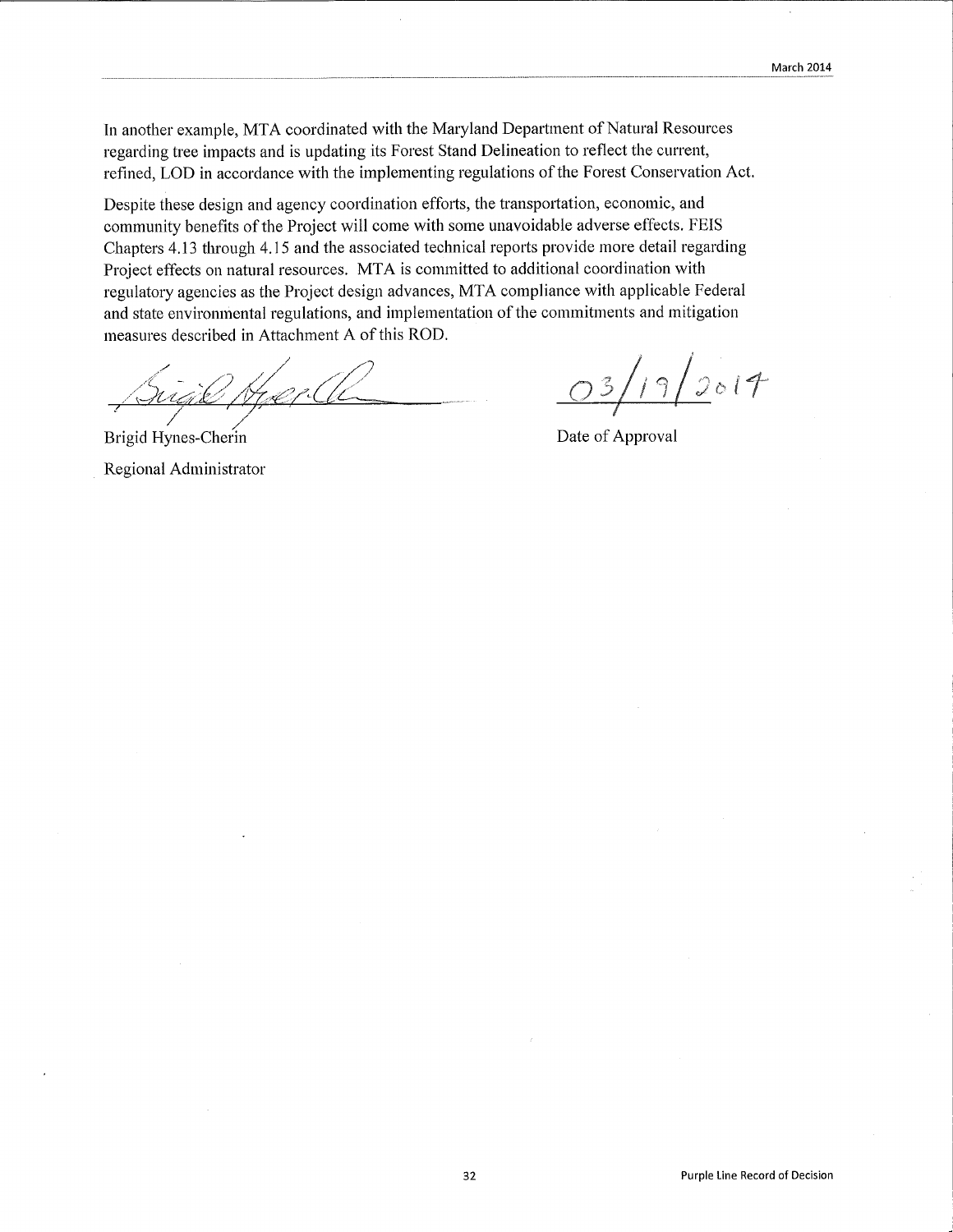In another example, MTA coordinated with the Maryland Department of Natural Resources regarding tree impacts and is updating its Forest Stand Delineation to reflect the current, refined, LOD in accordance with the implementing regulations of the Forest Conservation Act.

Despite these design and agency coordination efforts, the transportation, economic, and community benefits of the Project will come with some unavoidable adverse effects. FEIS Chapters 4.13 through 4.15 and the associated technical reports provide more detail regarding Project effects on natural resources. MTA is committed to additional coordination with regulatory agencies as the Project design advances, MTA compliance with applicable Federal and state environmental regulations, and implementation of the commitments and mitigation measures described in Attachment A of this ROD.

Brigid Hynes-Cherin
Regional Administrator

03/19/2014
Date of Approval